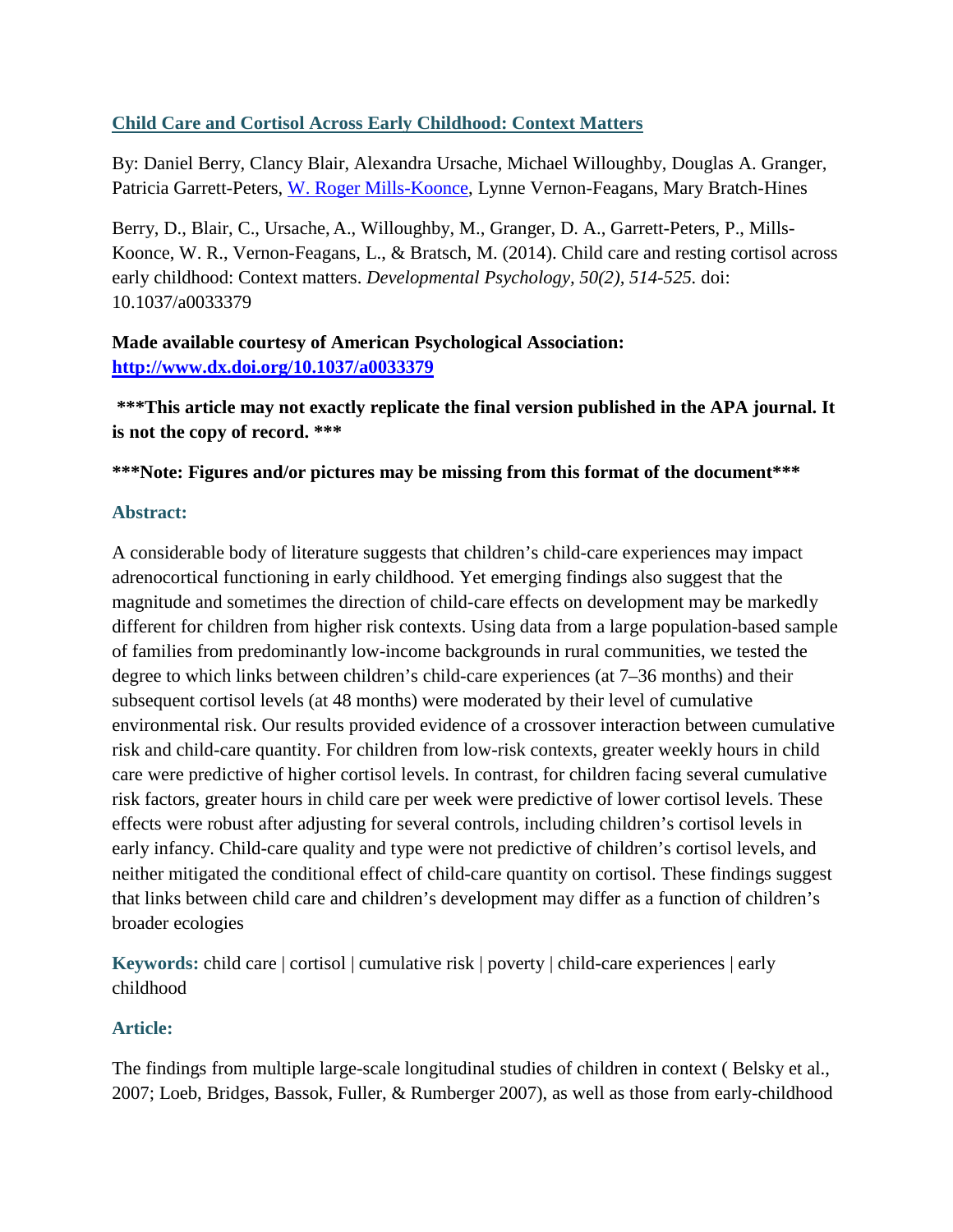# Child Care and Cortisol Across Early Childhood: Context Matters

By: Daniel Berry, Clancy Blair, Alexandra Ursache, Michael Willoughby, Douglas A. Granger, Patricia Garrett-Peters, W. Roger Mills-Koonce, Lynne Vernon-Feagans, Mary Bratch-Hines

Berry, D., Blair, C., Ursache, A., Willoughby, M., Granger, D. A., Garrett-Peters, P., Mills-Koonce, W. R., Vernon-Feagans, L., & Bratsch, M. (2014). Child care and resting cortisol across early childhood: Context matters. *Developmental Psychology, 50(2), 514-525.* doi: 10.1037/a0033379

**Made available courtesy of American Psychological Association: http://www.dx.doi.org/10.1037/a0033379**

**\*\*\*This article may not exactly replicate the final version published in the APA journal. It is not the copy of record. \*\*\***

**\*\*\*Note: Figures and/or pictures may be missing from this format of the document\*\*\***

## Abstract:

A considerable body of literature suggests that children's child-care experiences may impact adrenocortical functioning in early childhood. Yet emerging findings also suggest that the magnitude and sometimes the direction of child-care effects on development may be markedly different for children from higher risk contexts. Using data from a large population-based sample of families from predominantly low-income backgrounds in rural communities, we tested the degree to which links between children's child-care experiences (at 7–36 months) and their subsequent cortisol levels (at 48 months) were moderated by their level of cumulative environmental risk. Our results provided evidence of a crossover interaction between cumulative risk and child-care quantity. For children from low-risk contexts, greater weekly hours in child care were predictive of higher cortisol levels. In contrast, for children facing several cumulative risk factors, greater hours in child care per week were predictive of lower cortisol levels. These effects were robust after adjusting for several controls, including children's cortisol levels in early infancy. Child-care quality and type were not predictive of children's cortisol levels, and neither mitigated the conditional effect of child-care quantity on cortisol. These findings suggest that links between child care and children's development may differ as a function of children's broader ecologies

**Keywords:** child care | cortisol | cumulative risk | poverty | child-care experiences | early childhood

## Article:

The findings from multiple large-scale longitudinal studies of children in context ( Belsky et al., 2007; Loeb, Bridges, Bassok, Fuller, & Rumberger 2007), as well as those from early-childhood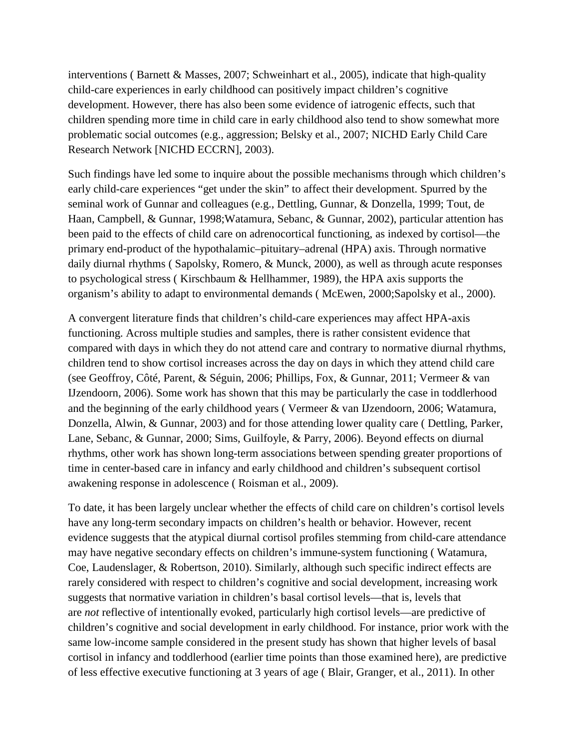interventions ( Barnett & Masses, 2007; Schweinhart et al., 2005), indicate that high-quality child-care experiences in early childhood can positively impact children's cognitive development. However, there has also been some evidence of iatrogenic effects, such that children spending more time in child care in early childhood also tend to show somewhat more problematic social outcomes (e.g., aggression; Belsky et al., 2007; NICHD Early Child Care Research Network [NICHD ECCRN], 2003).

Such findings have led some to inquire about the possible mechanisms through which children's early child-care experiences "get under the skin" to affect their development. Spurred by the seminal work of Gunnar and colleagues (e.g., Dettling, Gunnar, & Donzella, 1999; Tout, de Haan, Campbell, & Gunnar, 1998;Watamura, Sebanc, & Gunnar, 2002), particular attention has been paid to the effects of child care on adrenocortical functioning, as indexed by cortisol—the primary end-product of the hypothalamic–pituitary–adrenal (HPA) axis. Through normative daily diurnal rhythms ( Sapolsky, Romero, & Munck, 2000), as well as through acute responses to psychological stress ( Kirschbaum & Hellhammer, 1989), the HPA axis supports the organism's ability to adapt to environmental demands ( McEwen, 2000;Sapolsky et al., 2000).

A convergent literature finds that children's child-care experiences may affect HPA-axis functioning. Across multiple studies and samples, there is rather consistent evidence that compared with days in which they do not attend care and contrary to normative diurnal rhythms, children tend to show cortisol increases across the day on days in which they attend child care (see Geoffroy, Côté, Parent, & Séguin, 2006; Phillips, Fox, & Gunnar, 2011; Vermeer & van IJzendoorn, 2006). Some work has shown that this may be particularly the case in toddlerhood and the beginning of the early childhood years ( Vermeer & van IJzendoorn, 2006; Watamura, Donzella, Alwin, & Gunnar, 2003) and for those attending lower quality care ( Dettling, Parker, Lane, Sebanc, & Gunnar, 2000; Sims, Guilfoyle, & Parry, 2006). Beyond effects on diurnal rhythms, other work has shown long-term associations between spending greater proportions of time in center-based care in infancy and early childhood and children's subsequent cortisol awakening response in adolescence ( Roisman et al., 2009).

To date, it has been largely unclear whether the effects of child care on children's cortisol levels have any long-term secondary impacts on children's health or behavior. However, recent evidence suggests that the atypical diurnal cortisol profiles stemming from child-care attendance may have negative secondary effects on children's immune-system functioning ( Watamura, Coe, Laudenslager, & Robertson, 2010). Similarly, although such specific indirect effects are rarely considered with respect to children's cognitive and social development, increasing work suggests that normative variation in children's basal cortisol levels—that is, levels that are *not* reflective of intentionally evoked, particularly high cortisol levels—are predictive of children's cognitive and social development in early childhood. For instance, prior work with the same low-income sample considered in the present study has shown that higher levels of basal cortisol in infancy and toddlerhood (earlier time points than those examined here), are predictive of less effective executive functioning at 3 years of age ( Blair, Granger, et al., 2011). In other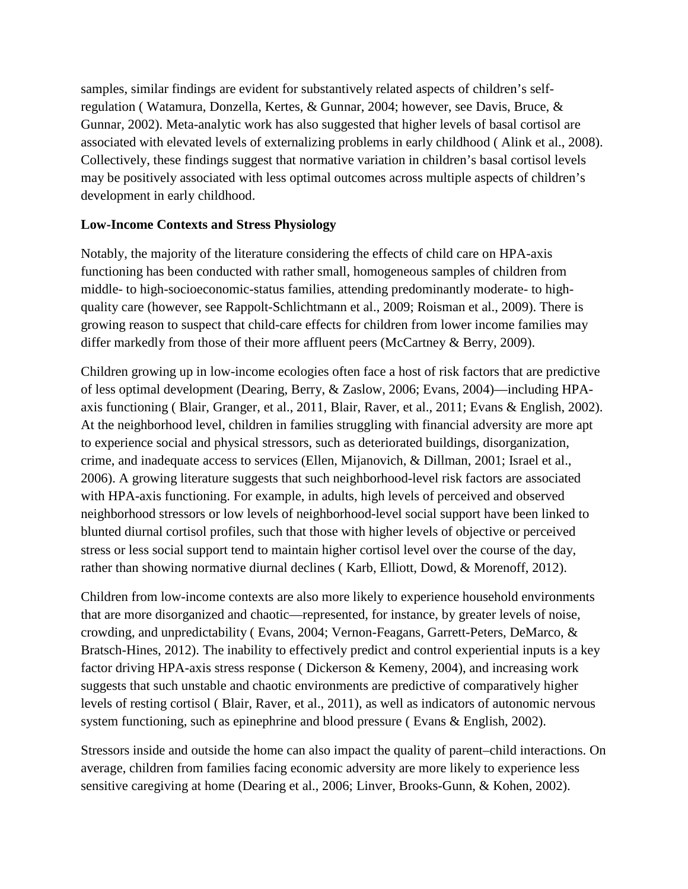samples, similar findings are evident for substantively related aspects of children's self-regulation ( Watamura, Donzella, Kertes, & Gunnar, 2004; however, see Davis, Bruce, & Gunnar, 2002). Meta-analytic work has also suggested that higher levels of basal cortisol are associated with elevated levels of externalizing problems in early childhood ( Alink et al., 2008). Collectively, these findings suggest that normative variation in children's basal cortisol levels may be positively associated with less optimal outcomes across multiple aspects of children's development in early childhood.

**Low-Income Contexts and Stress Physiology**

Notably, the majority of the literature considering the effects of child care on HPA-axis functioning has been conducted with rather small, homogeneous samples of children from middle- to high-socioeconomic-status families, attending predominantly moderate- to high-quality care (however, see Rappolt-Schlichtmann et al., 2009; Roisman et al., 2009). There is growing reason to suspect that child-care effects for children from lower income families may differ markedly from those of their more affluent peers (McCartney & Berry, 2009).

Children growing up in low-income ecologies often face a host of risk factors that are predictive of less optimal development (Dearing, Berry, & Zaslow, 2006; Evans, 2004)—including HPA-axis functioning ( Blair, Granger, et al., 2011, Blair, Raver, et al., 2011; Evans & English, 2002). At the neighborhood level, children in families struggling with financial adversity are more apt to experience social and physical stressors, such as deteriorated buildings, disorganization, crime, and inadequate access to services (Ellen, Mijanovich, & Dillman, 2001; Israel et al., 2006). A growing literature suggests that such neighborhood-level risk factors are associated with HPA-axis functioning. For example, in adults, high levels of perceived and observed neighborhood stressors or low levels of neighborhood-level social support have been linked to blunted diurnal cortisol profiles, such that those with higher levels of objective or perceived stress or less social support tend to maintain higher cortisol level over the course of the day, rather than showing normative diurnal declines ( Karb, Elliott, Dowd, & Morenoff, 2012).

Children from low-income contexts are also more likely to experience household environments that are more disorganized and chaotic—represented, for instance, by greater levels of noise, crowding, and unpredictability ( Evans, 2004; Vernon-Feagans, Garrett-Peters, DeMarco, & Bratsch-Hines, 2012). The inability to effectively predict and control experiential inputs is a key factor driving HPA-axis stress response ( Dickerson & Kemeny, 2004), and increasing work suggests that such unstable and chaotic environments are predictive of comparatively higher levels of resting cortisol ( Blair, Raver, et al., 2011), as well as indicators of autonomic nervous system functioning, such as epinephrine and blood pressure ( Evans & English, 2002).

Stressors inside and outside the home can also impact the quality of parent–child interactions. On average, children from families facing economic adversity are more likely to experience less sensitive caregiving at home (Dearing et al., 2006; Linver, Brooks-Gunn, & Kohen, 2002).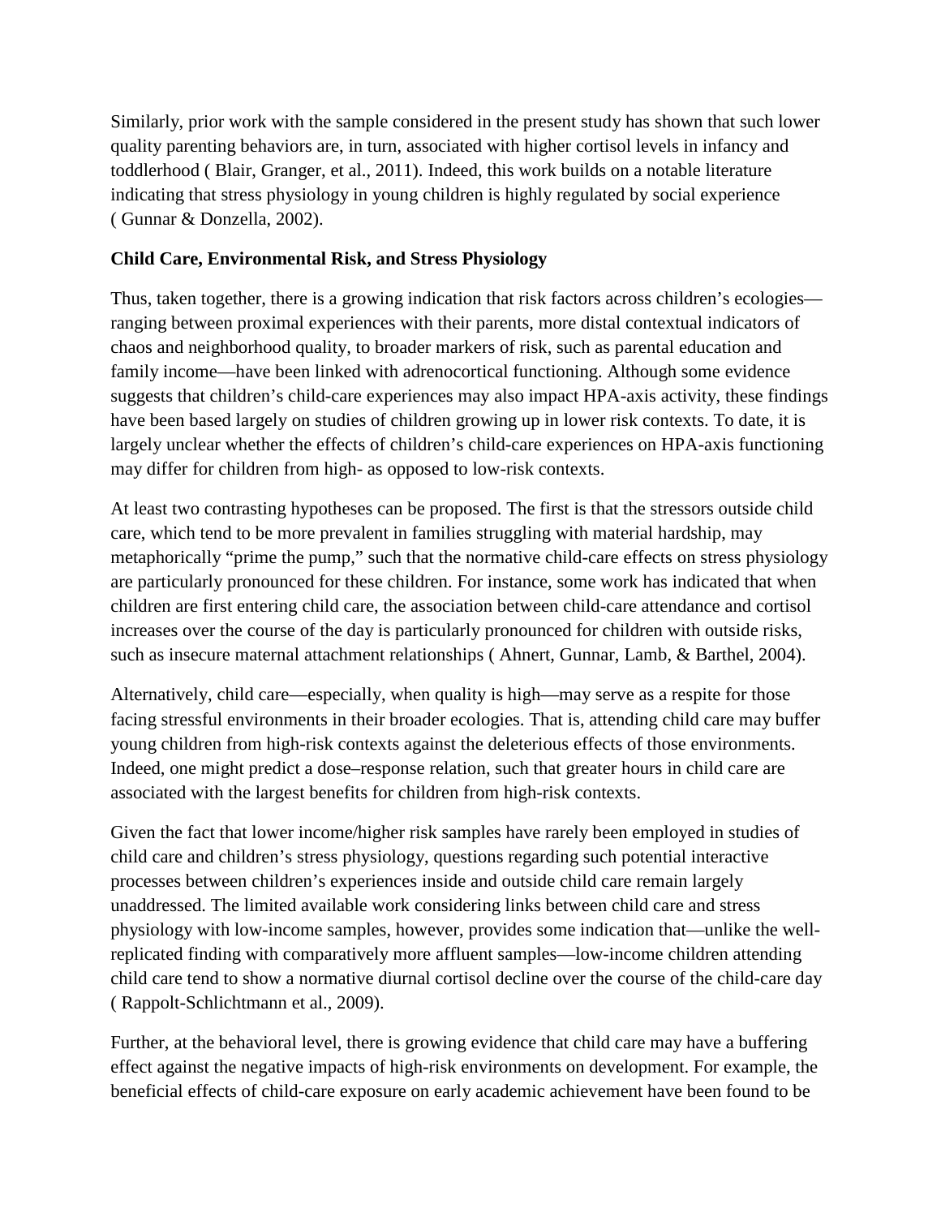Similarly, prior work with the sample considered in the present study has shown that such lower quality parenting behaviors are, in turn, associated with higher cortisol levels in infancy and toddlerhood ( Blair, Granger, et al., 2011). Indeed, this work builds on a notable literature indicating that stress physiology in young children is highly regulated by social experience ( Gunnar & Donzella, 2002).

### Child Care, Environmental Risk, and Stress Physiology

Thus, taken together, there is a growing indication that risk factors across children's ecologies—ranging between proximal experiences with their parents, more distal contextual indicators of chaos and neighborhood quality, to broader markers of risk, such as parental education and family income—have been linked with adrenocortical functioning. Although some evidence suggests that children's child-care experiences may also impact HPA-axis activity, these findings have been based largely on studies of children growing up in lower risk contexts. To date, it is largely unclear whether the effects of children's child-care experiences on HPA-axis functioning may differ for children from high- as opposed to low-risk contexts.

At least two contrasting hypotheses can be proposed. The first is that the stressors outside child care, which tend to be more prevalent in families struggling with material hardship, may metaphorically "prime the pump," such that the normative child-care effects on stress physiology are particularly pronounced for these children. For instance, some work has indicated that when children are first entering child care, the association between child-care attendance and cortisol increases over the course of the day is particularly pronounced for children with outside risks, such as insecure maternal attachment relationships ( Ahnert, Gunnar, Lamb, & Barthel, 2004).

Alternatively, child care—especially, when quality is high—may serve as a respite for those facing stressful environments in their broader ecologies. That is, attending child care may buffer young children from high-risk contexts against the deleterious effects of those environments. Indeed, one might predict a dose–response relation, such that greater hours in child care are associated with the largest benefits for children from high-risk contexts.

Given the fact that lower income/higher risk samples have rarely been employed in studies of child care and children's stress physiology, questions regarding such potential interactive processes between children's experiences inside and outside child care remain largely unaddressed. The limited available work considering links between child care and stress physiology with low-income samples, however, provides some indication that—unlike the well-replicated finding with comparatively more affluent samples—low-income children attending child care tend to show a normative diurnal cortisol decline over the course of the child-care day ( Rappolt-Schlichtmann et al., 2009).

Further, at the behavioral level, there is growing evidence that child care may have a buffering effect against the negative impacts of high-risk environments on development. For example, the beneficial effects of child-care exposure on early academic achievement have been found to be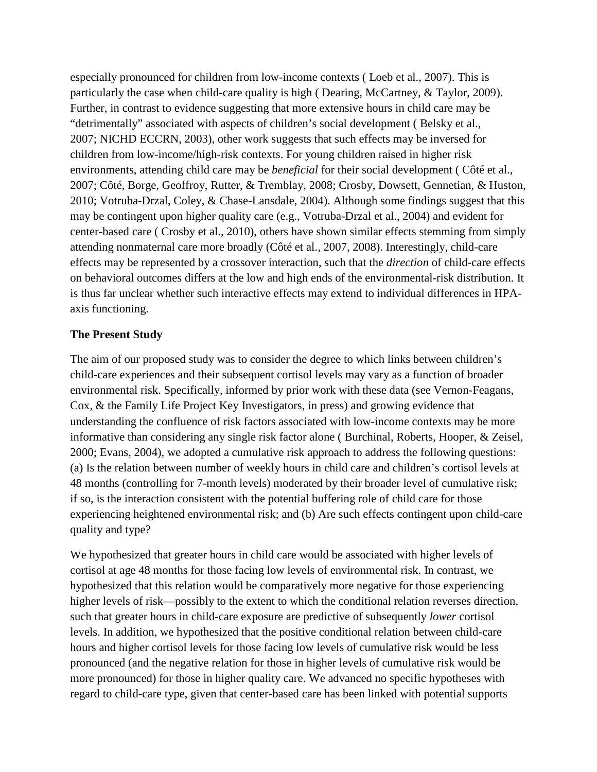especially pronounced for children from low-income contexts ( Loeb et al., 2007). This is particularly the case when child-care quality is high ( Dearing, McCartney, & Taylor, 2009). Further, in contrast to evidence suggesting that more extensive hours in child care may be "detrimentally" associated with aspects of children's social development ( Belsky et al., 2007; NICHD ECCRN, 2003), other work suggests that such effects may be inversed for children from low-income/high-risk contexts. For young children raised in higher risk environments, attending child care may be *beneficial* for their social development ( Côté et al., 2007; Côté, Borge, Geoffroy, Rutter, & Tremblay, 2008; Crosby, Dowsett, Gennetian, & Huston, 2010; Votruba-Drzal, Coley, & Chase-Lansdale, 2004). Although some findings suggest that this may be contingent upon higher quality care (e.g., Votruba-Drzal et al., 2004) and evident for center-based care ( Crosby et al., 2010), others have shown similar effects stemming from simply attending nonmaternal care more broadly (Côté et al., 2007, 2008). Interestingly, child-care effects may be represented by a crossover interaction, such that the *direction* of child-care effects on behavioral outcomes differs at the low and high ends of the environmental-risk distribution. It is thus far unclear whether such interactive effects may extend to individual differences in HPA-axis functioning.

## The Present Study

The aim of our proposed study was to consider the degree to which links between children's child-care experiences and their subsequent cortisol levels may vary as a function of broader environmental risk. Specifically, informed by prior work with these data (see Vernon-Feagans, Cox, & the Family Life Project Key Investigators, in press) and growing evidence that understanding the confluence of risk factors associated with low-income contexts may be more informative than considering any single risk factor alone ( Burchinal, Roberts, Hooper, & Zeisel, 2000; Evans, 2004), we adopted a cumulative risk approach to address the following questions: (a) Is the relation between number of weekly hours in child care and children's cortisol levels at 48 months (controlling for 7-month levels) moderated by their broader level of cumulative risk; if so, is the interaction consistent with the potential buffering role of child care for those experiencing heightened environmental risk; and (b) Are such effects contingent upon child-care quality and type?

We hypothesized that greater hours in child care would be associated with higher levels of cortisol at age 48 months for those facing low levels of environmental risk. In contrast, we hypothesized that this relation would be comparatively more negative for those experiencing higher levels of risk—possibly to the extent to which the conditional relation reverses direction, such that greater hours in child-care exposure are predictive of subsequently *lower* cortisol levels. In addition, we hypothesized that the positive conditional relation between child-care hours and higher cortisol levels for those facing low levels of cumulative risk would be less pronounced (and the negative relation for those in higher levels of cumulative risk would be more pronounced) for those in higher quality care. We advanced no specific hypotheses with regard to child-care type, given that center-based care has been linked with potential supports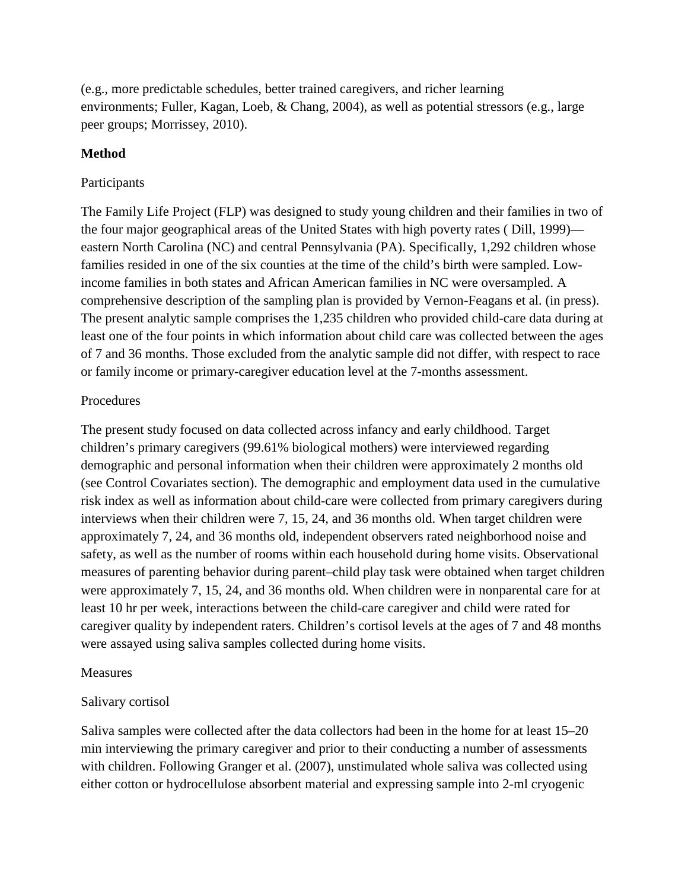(e.g., more predictable schedules, better trained caregivers, and richer learning environments; Fuller, Kagan, Loeb, & Chang, 2004), as well as potential stressors (e.g., large peer groups; Morrissey, 2010).

## Method

### Participants

The Family Life Project (FLP) was designed to study young children and their families in two of the four major geographical areas of the United States with high poverty rates ( Dill, 1999)—eastern North Carolina (NC) and central Pennsylvania (PA). Specifically, 1,292 children whose families resided in one of the six counties at the time of the child's birth were sampled. Low-income families in both states and African American families in NC were oversampled. A comprehensive description of the sampling plan is provided by Vernon-Feagans et al. (in press). The present analytic sample comprises the 1,235 children who provided child-care data during at least one of the four points in which information about child care was collected between the ages of 7 and 36 months. Those excluded from the analytic sample did not differ, with respect to race or family income or primary-caregiver education level at the 7-months assessment.

### Procedures

The present study focused on data collected across infancy and early childhood. Target children's primary caregivers (99.61% biological mothers) were interviewed regarding demographic and personal information when their children were approximately 2 months old (see Control Covariates section). The demographic and employment data used in the cumulative risk index as well as information about child-care were collected from primary caregivers during interviews when their children were 7, 15, 24, and 36 months old. When target children were approximately 7, 24, and 36 months old, independent observers rated neighborhood noise and safety, as well as the number of rooms within each household during home visits. Observational measures of parenting behavior during parent–child play task were obtained when target children were approximately 7, 15, 24, and 36 months old. When children were in nonparental care for at least 10 hr per week, interactions between the child-care caregiver and child were rated for caregiver quality by independent raters. Children's cortisol levels at the ages of 7 and 48 months were assayed using saliva samples collected during home visits.

### Measures

#### Salivary cortisol

Saliva samples were collected after the data collectors had been in the home for at least 15–20 min interviewing the primary caregiver and prior to their conducting a number of assessments with children. Following Granger et al. (2007), unstimulated whole saliva was collected using either cotton or hydrocellulose absorbent material and expressing sample into 2-ml cryogenic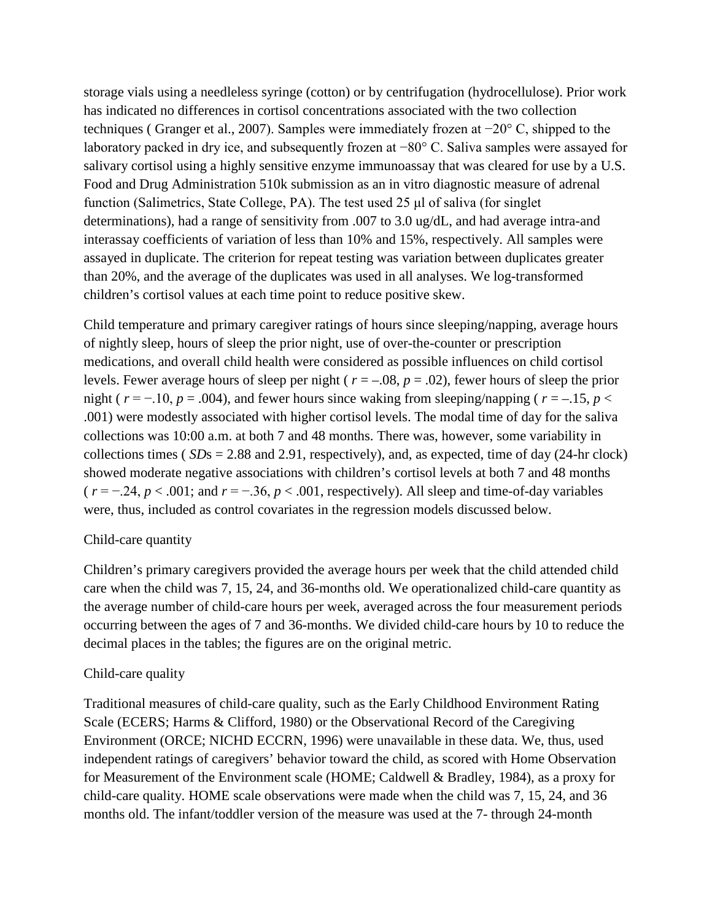storage vials using a needleless syringe (cotton) or by centrifugation (hydrocellulose). Prior work has indicated no differences in cortisol concentrations associated with the two collection techniques ( Granger et al., 2007). Samples were immediately frozen at −20° C, shipped to the laboratory packed in dry ice, and subsequently frozen at −80° C. Saliva samples were assayed for salivary cortisol using a highly sensitive enzyme immunoassay that was cleared for use by a U.S. Food and Drug Administration 510k submission as an in vitro diagnostic measure of adrenal function (Salimetrics, State College, PA). The test used 25 μl of saliva (for singlet determinations), had a range of sensitivity from .007 to 3.0 ug/dL, and had average intra-and interassay coefficients of variation of less than 10% and 15%, respectively. All samples were assayed in duplicate. The criterion for repeat testing was variation between duplicates greater than 20%, and the average of the duplicates was used in all analyses. We log-transformed children's cortisol values at each time point to reduce positive skew.

Child temperature and primary caregiver ratings of hours since sleeping/napping, average hours of nightly sleep, hours of sleep the prior night, use of over-the-counter or prescription medications, and overall child health were considered as possible influences on child cortisol levels. Fewer average hours of sleep per night ( $r = -.08$, $p = .02$), fewer hours of sleep the prior night ( $r = -.10$, $p = .004$), and fewer hours since waking from sleeping/napping ( $r = -.15$, $p < .001$) were modestly associated with higher cortisol levels. The modal time of day for the saliva collections was 10:00 a.m. at both 7 and 48 months. There was, however, some variability in collections times ( $SD$s = 2.88 and 2.91, respectively), and, as expected, time of day (24-hr clock) showed moderate negative associations with children's cortisol levels at both 7 and 48 months ( $r = -.24$, $p < .001$; and $r = -.36$, $p < .001$, respectively). All sleep and time-of-day variables were, thus, included as control covariates in the regression models discussed below.

### Child-care quantity

Children's primary caregivers provided the average hours per week that the child attended child care when the child was 7, 15, 24, and 36-months old. We operationalized child-care quantity as the average number of child-care hours per week, averaged across the four measurement periods occurring between the ages of 7 and 36-months. We divided child-care hours by 10 to reduce the decimal places in the tables; the figures are on the original metric.

### Child-care quality

Traditional measures of child-care quality, such as the Early Childhood Environment Rating Scale (ECERS; Harms & Clifford, 1980) or the Observational Record of the Caregiving Environment (ORCE; NICHD ECCRN, 1996) were unavailable in these data. We, thus, used independent ratings of caregivers' behavior toward the child, as scored with Home Observation for Measurement of the Environment scale (HOME; Caldwell & Bradley, 1984), as a proxy for child-care quality. HOME scale observations were made when the child was 7, 15, 24, and 36 months old. The infant/toddler version of the measure was used at the 7- through 24-month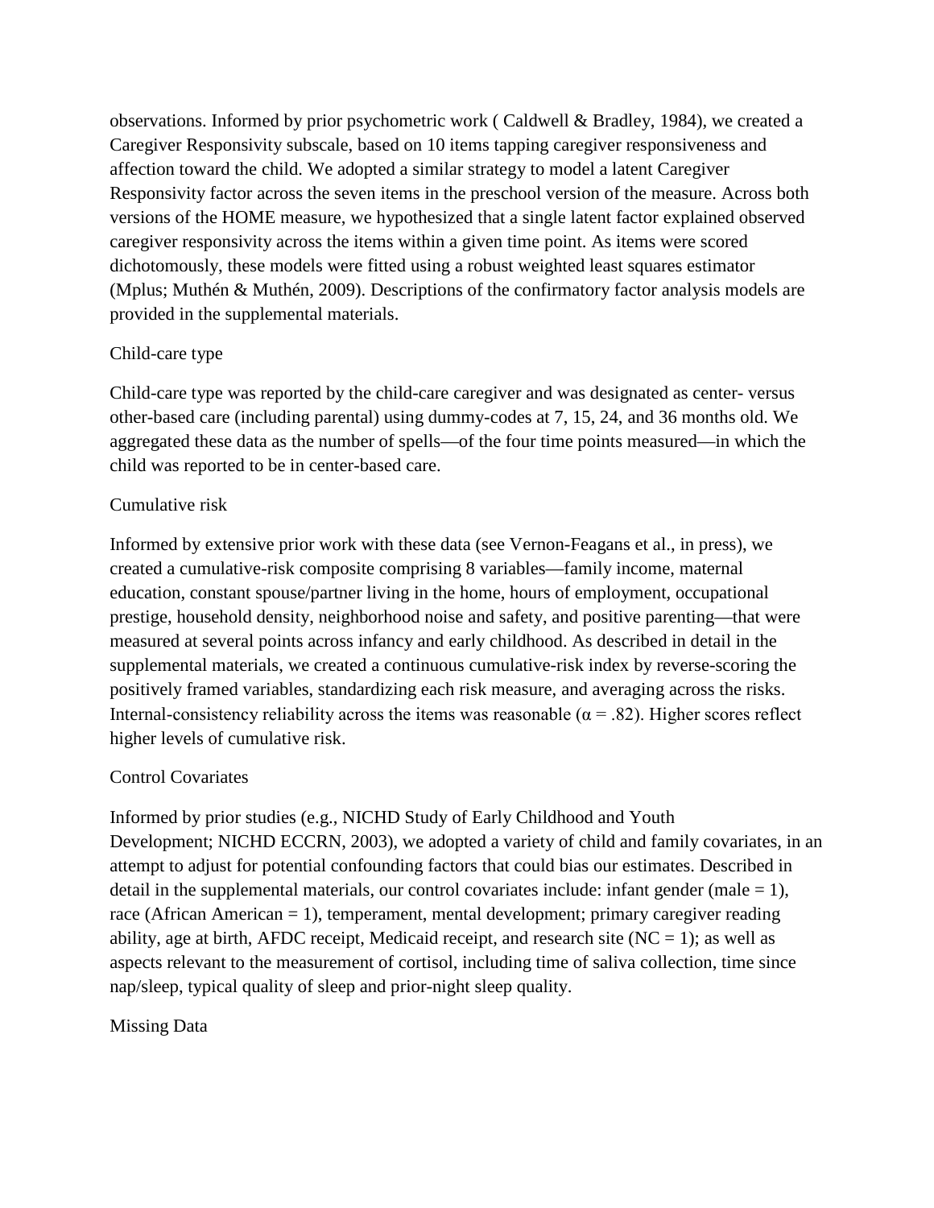observations. Informed by prior psychometric work ( Caldwell & Bradley, 1984), we created a Caregiver Responsivity subscale, based on 10 items tapping caregiver responsiveness and affection toward the child. We adopted a similar strategy to model a latent Caregiver Responsivity factor across the seven items in the preschool version of the measure. Across both versions of the HOME measure, we hypothesized that a single latent factor explained observed caregiver responsivity across the items within a given time point. As items were scored dichotomously, these models were fitted using a robust weighted least squares estimator (Mplus; Muthén & Muthén, 2009). Descriptions of the confirmatory factor analysis models are provided in the supplemental materials.

### Child-care type

Child-care type was reported by the child-care caregiver and was designated as center- versus other-based care (including parental) using dummy-codes at 7, 15, 24, and 36 months old. We aggregated these data as the number of spells—of the four time points measured—in which the child was reported to be in center-based care.

### Cumulative risk

Informed by extensive prior work with these data (see Vernon-Feagans et al., in press), we created a cumulative-risk composite comprising 8 variables—family income, maternal education, constant spouse/partner living in the home, hours of employment, occupational prestige, household density, neighborhood noise and safety, and positive parenting—that were measured at several points across infancy and early childhood. As described in detail in the supplemental materials, we created a continuous cumulative-risk index by reverse-scoring the positively framed variables, standardizing each risk measure, and averaging across the risks. Internal-consistency reliability across the items was reasonable ($\alpha = .82$). Higher scores reflect higher levels of cumulative risk.

## Control Covariates

Informed by prior studies (e.g., NICHD Study of Early Childhood and Youth Development; NICHD ECCRN, 2003), we adopted a variety of child and family covariates, in an attempt to adjust for potential confounding factors that could bias our estimates. Described in detail in the supplemental materials, our control covariates include: infant gender (male = 1), race (African American = 1), temperament, mental development; primary caregiver reading ability, age at birth, AFDC receipt, Medicaid receipt, and research site (NC = 1); as well as aspects relevant to the measurement of cortisol, including time of saliva collection, time since nap/sleep, typical quality of sleep and prior-night sleep quality.

## Missing Data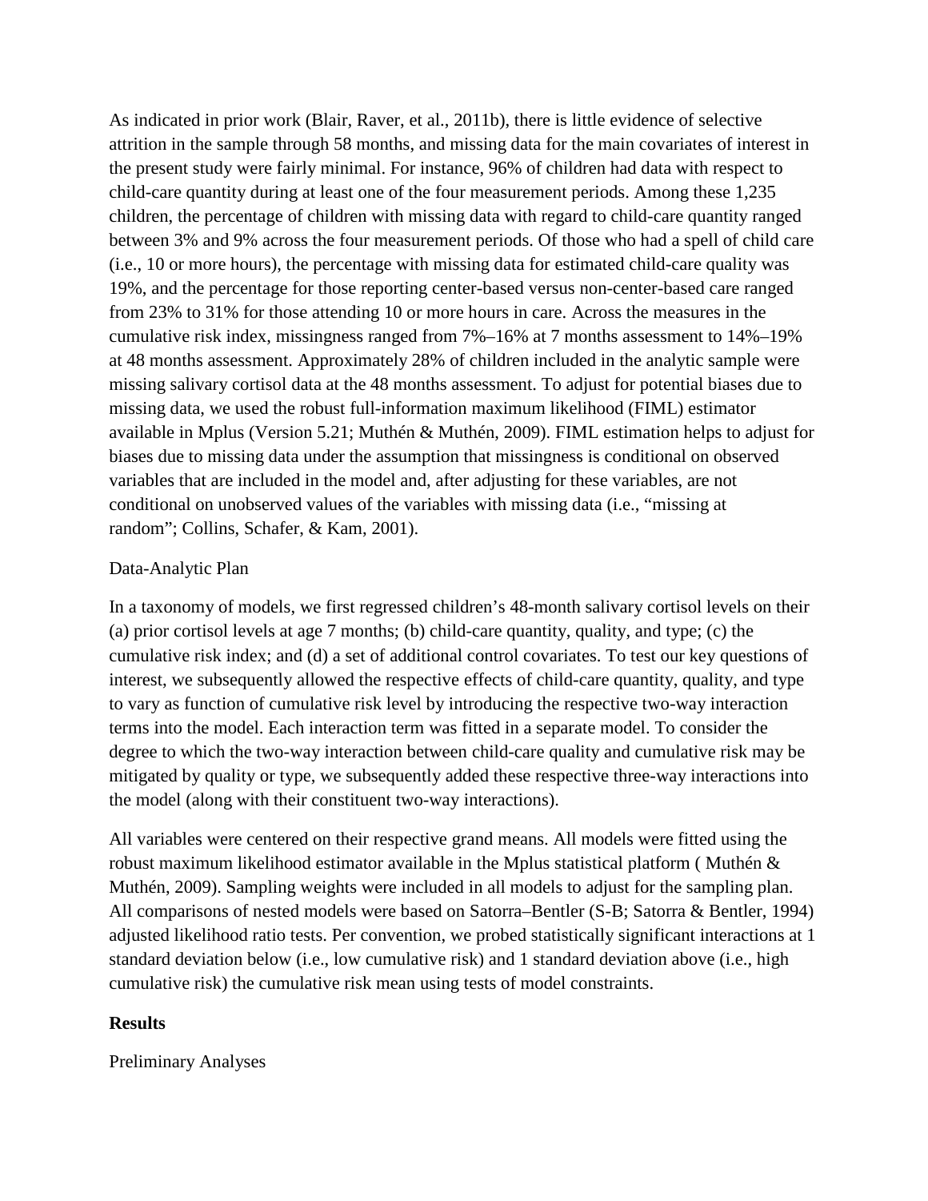As indicated in prior work (Blair, Raver, et al., 2011b), there is little evidence of selective attrition in the sample through 58 months, and missing data for the main covariates of interest in the present study were fairly minimal. For instance, 96% of children had data with respect to child-care quantity during at least one of the four measurement periods. Among these 1,235 children, the percentage of children with missing data with regard to child-care quantity ranged between 3% and 9% across the four measurement periods. Of those who had a spell of child care (i.e., 10 or more hours), the percentage with missing data for estimated child-care quality was 19%, and the percentage for those reporting center-based versus non-center-based care ranged from 23% to 31% for those attending 10 or more hours in care. Across the measures in the cumulative risk index, missingness ranged from 7%–16% at 7 months assessment to 14%–19% at 48 months assessment. Approximately 28% of children included in the analytic sample were missing salivary cortisol data at the 48 months assessment. To adjust for potential biases due to missing data, we used the robust full-information maximum likelihood (FIML) estimator available in Mplus (Version 5.21; Muthén & Muthén, 2009). FIML estimation helps to adjust for biases due to missing data under the assumption that missingness is conditional on observed variables that are included in the model and, after adjusting for these variables, are not conditional on unobserved values of the variables with missing data (i.e., "missing at random"; Collins, Schafer, & Kam, 2001).

### Data-Analytic Plan

In a taxonomy of models, we first regressed children's 48-month salivary cortisol levels on their (a) prior cortisol levels at age 7 months; (b) child-care quantity, quality, and type; (c) the cumulative risk index; and (d) a set of additional control covariates. To test our key questions of interest, we subsequently allowed the respective effects of child-care quantity, quality, and type to vary as function of cumulative risk level by introducing the respective two-way interaction terms into the model. Each interaction term was fitted in a separate model. To consider the degree to which the two-way interaction between child-care quality and cumulative risk may be mitigated by quality or type, we subsequently added these respective three-way interactions into the model (along with their constituent two-way interactions).

All variables were centered on their respective grand means. All models were fitted using the robust maximum likelihood estimator available in the Mplus statistical platform ( Muthén & Muthén, 2009). Sampling weights were included in all models to adjust for the sampling plan. All comparisons of nested models were based on Satorra–Bentler (S-B; Satorra & Bentler, 1994) adjusted likelihood ratio tests. Per convention, we probed statistically significant interactions at 1 standard deviation below (i.e., low cumulative risk) and 1 standard deviation above (i.e., high cumulative risk) the cumulative risk mean using tests of model constraints.

## Results

### Preliminary Analyses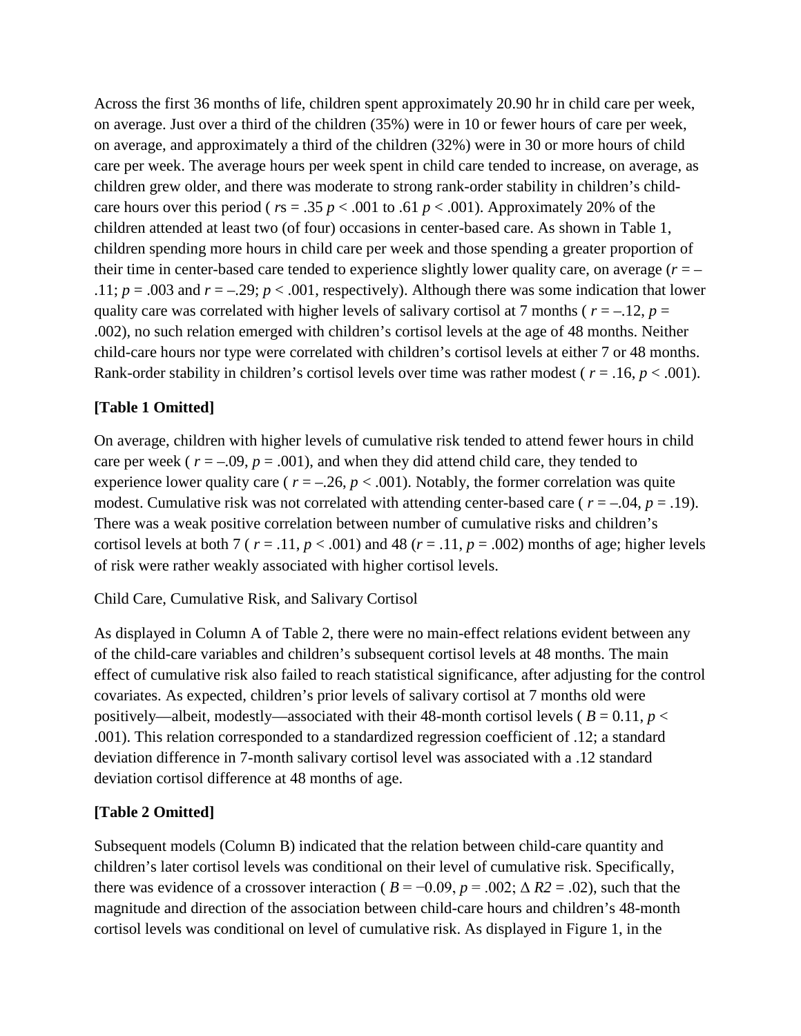Across the first 36 months of life, children spent approximately 20.90 hr in child care per week, on average. Just over a third of the children (35%) were in 10 or fewer hours of care per week, on average, and approximately a third of the children (32%) were in 30 or more hours of child care per week. The average hours per week spent in child care tended to increase, on average, as children grew older, and there was moderate to strong rank-order stability in children's child-care hours over this period ( *r*s = .35 $p < .001$ to .61 $p < .001$). Approximately 20% of the children attended at least two (of four) occasions in center-based care. As shown in Table 1, children spending more hours in child care per week and those spending a greater proportion of their time in center-based care tended to experience slightly lower quality care, on average ($r = –.11$; $p = .003$ and $r = –.29$; $p < .001$, respectively). Although there was some indication that lower quality care was correlated with higher levels of salivary cortisol at 7 months ( $r = –.12$, $p = .002$), no such relation emerged with children's cortisol levels at the age of 48 months. Neither child-care hours nor type were correlated with children's cortisol levels at either 7 or 48 months. Rank-order stability in children's cortisol levels over time was rather modest ( $r = .16$, $p < .001$).

**[Table 1 Omitted]**

On average, children with higher levels of cumulative risk tended to attend fewer hours in child care per week ( $r = –.09$, $p = .001$), and when they did attend child care, they tended to experience lower quality care ( $r = –.26$, $p < .001$). Notably, the former correlation was quite modest. Cumulative risk was not correlated with attending center-based care ( $r = –.04$, $p = .19$). There was a weak positive correlation between number of cumulative risks and children's cortisol levels at both 7 ( $r = .11$, $p < .001$) and 48 ($r = .11$, $p = .002$) months of age; higher levels of risk were rather weakly associated with higher cortisol levels.

Child Care, Cumulative Risk, and Salivary Cortisol

As displayed in Column A of Table 2, there were no main-effect relations evident between any of the child-care variables and children's subsequent cortisol levels at 48 months. The main effect of cumulative risk also failed to reach statistical significance, after adjusting for the control covariates. As expected, children's prior levels of salivary cortisol at 7 months old were positively—albeit, modestly—associated with their 48-month cortisol levels ( $B = 0.11$, $p < .001$). This relation corresponded to a standardized regression coefficient of .12; a standard deviation difference in 7-month salivary cortisol level was associated with a .12 standard deviation cortisol difference at 48 months of age.

**[Table 2 Omitted]**

Subsequent models (Column B) indicated that the relation between child-care quantity and children's later cortisol levels was conditional on their level of cumulative risk. Specifically, there was evidence of a crossover interaction ( $B = -0.09$, $p = .002$; $\Delta R2 = .02$), such that the magnitude and direction of the association between child-care hours and children's 48-month cortisol levels was conditional on level of cumulative risk. As displayed in Figure 1, in the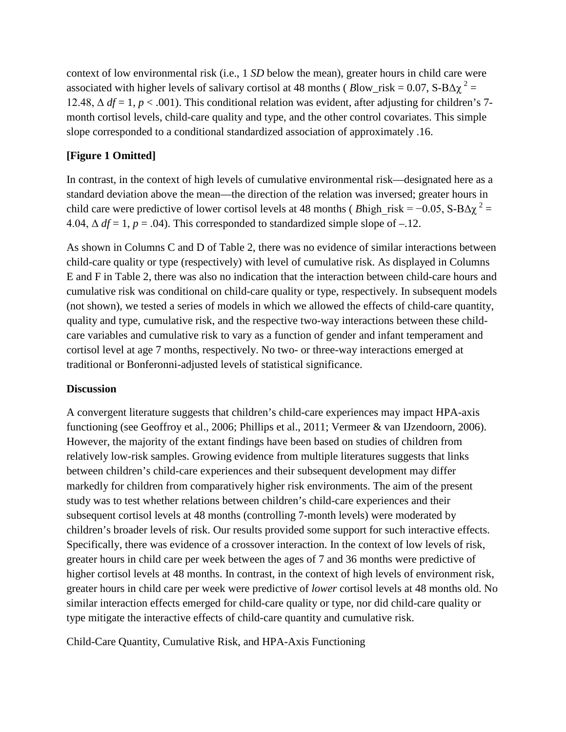context of low environmental risk (i.e., 1 *SD* below the mean), greater hours in child care were associated with higher levels of salivary cortisol at 48 months ( $B$low_risk = 0.07, S-B$\Delta\chi^2$ = 12.48, $\Delta$ *df* = 1, *p* < .001). This conditional relation was evident, after adjusting for children's 7-month cortisol levels, child-care quality and type, and the other control covariates. This simple slope corresponded to a conditional standardized association of approximately .16.

**[Figure 1 Omitted]**

In contrast, in the context of high levels of cumulative environmental risk—designated here as a standard deviation above the mean—the direction of the relation was inversed; greater hours in child care were predictive of lower cortisol levels at 48 months ( $B$high_risk = −0.05, S-B$\Delta\chi^2$ = 4.04, $\Delta$ *df* = 1, *p* = .04). This corresponded to standardized simple slope of –.12.

As shown in Columns C and D of Table 2, there was no evidence of similar interactions between child-care quality or type (respectively) with level of cumulative risk. As displayed in Columns E and F in Table 2, there was also no indication that the interaction between child-care hours and cumulative risk was conditional on child-care quality or type, respectively. In subsequent models (not shown), we tested a series of models in which we allowed the effects of child-care quantity, quality and type, cumulative risk, and the respective two-way interactions between these child-care variables and cumulative risk to vary as a function of gender and infant temperament and cortisol level at age 7 months, respectively. No two- or three-way interactions emerged at traditional or Bonferonni-adjusted levels of statistical significance.

## Discussion

A convergent literature suggests that children's child-care experiences may impact HPA-axis functioning (see Geoffroy et al., 2006; Phillips et al., 2011; Vermeer & van IJzendoorn, 2006). However, the majority of the extant findings have been based on studies of children from relatively low-risk samples. Growing evidence from multiple literatures suggests that links between children's child-care experiences and their subsequent development may differ markedly for children from comparatively higher risk environments. The aim of the present study was to test whether relations between children's child-care experiences and their subsequent cortisol levels at 48 months (controlling 7-month levels) were moderated by children's broader levels of risk. Our results provided some support for such interactive effects. Specifically, there was evidence of a crossover interaction. In the context of low levels of risk, greater hours in child care per week between the ages of 7 and 36 months were predictive of higher cortisol levels at 48 months. In contrast, in the context of high levels of environment risk, greater hours in child care per week were predictive of *lower* cortisol levels at 48 months old. No similar interaction effects emerged for child-care quality or type, nor did child-care quality or type mitigate the interactive effects of child-care quantity and cumulative risk.

### Child-Care Quantity, Cumulative Risk, and HPA-Axis Functioning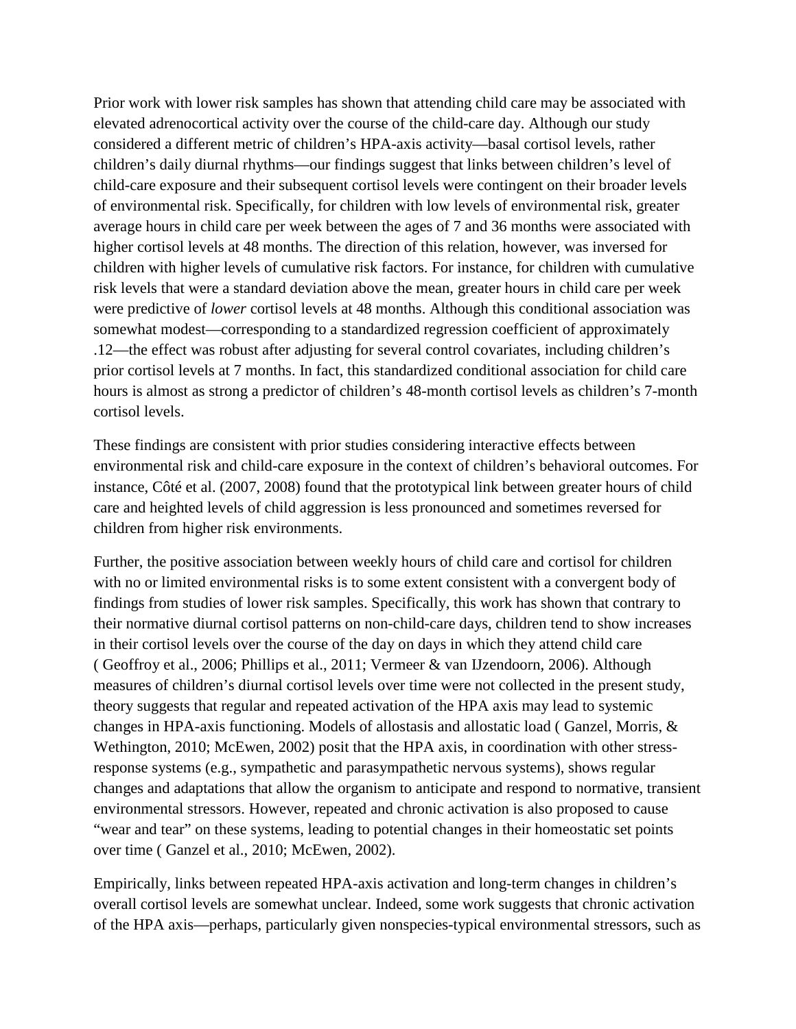Prior work with lower risk samples has shown that attending child care may be associated with elevated adrenocortical activity over the course of the child-care day. Although our study considered a different metric of children's HPA-axis activity—basal cortisol levels, rather children's daily diurnal rhythms—our findings suggest that links between children's level of child-care exposure and their subsequent cortisol levels were contingent on their broader levels of environmental risk. Specifically, for children with low levels of environmental risk, greater average hours in child care per week between the ages of 7 and 36 months were associated with higher cortisol levels at 48 months. The direction of this relation, however, was inversed for children with higher levels of cumulative risk factors. For instance, for children with cumulative risk levels that were a standard deviation above the mean, greater hours in child care per week were predictive of *lower* cortisol levels at 48 months. Although this conditional association was somewhat modest—corresponding to a standardized regression coefficient of approximately .12—the effect was robust after adjusting for several control covariates, including children's prior cortisol levels at 7 months. In fact, this standardized conditional association for child care hours is almost as strong a predictor of children's 48-month cortisol levels as children's 7-month cortisol levels.

These findings are consistent with prior studies considering interactive effects between environmental risk and child-care exposure in the context of children's behavioral outcomes. For instance, Côté et al. (2007, 2008) found that the prototypical link between greater hours of child care and heighted levels of child aggression is less pronounced and sometimes reversed for children from higher risk environments.

Further, the positive association between weekly hours of child care and cortisol for children with no or limited environmental risks is to some extent consistent with a convergent body of findings from studies of lower risk samples. Specifically, this work has shown that contrary to their normative diurnal cortisol patterns on non-child-care days, children tend to show increases in their cortisol levels over the course of the day on days in which they attend child care ( Geoffroy et al., 2006; Phillips et al., 2011; Vermeer & van IJzendoorn, 2006). Although measures of children's diurnal cortisol levels over time were not collected in the present study, theory suggests that regular and repeated activation of the HPA axis may lead to systemic changes in HPA-axis functioning. Models of allostasis and allostatic load ( Ganzel, Morris, & Wethington, 2010; McEwen, 2002) posit that the HPA axis, in coordination with other stress-response systems (e.g., sympathetic and parasympathetic nervous systems), shows regular changes and adaptations that allow the organism to anticipate and respond to normative, transient environmental stressors. However, repeated and chronic activation is also proposed to cause "wear and tear" on these systems, leading to potential changes in their homeostatic set points over time ( Ganzel et al., 2010; McEwen, 2002).

Empirically, links between repeated HPA-axis activation and long-term changes in children's overall cortisol levels are somewhat unclear. Indeed, some work suggests that chronic activation of the HPA axis—perhaps, particularly given nonspecies-typical environmental stressors, such as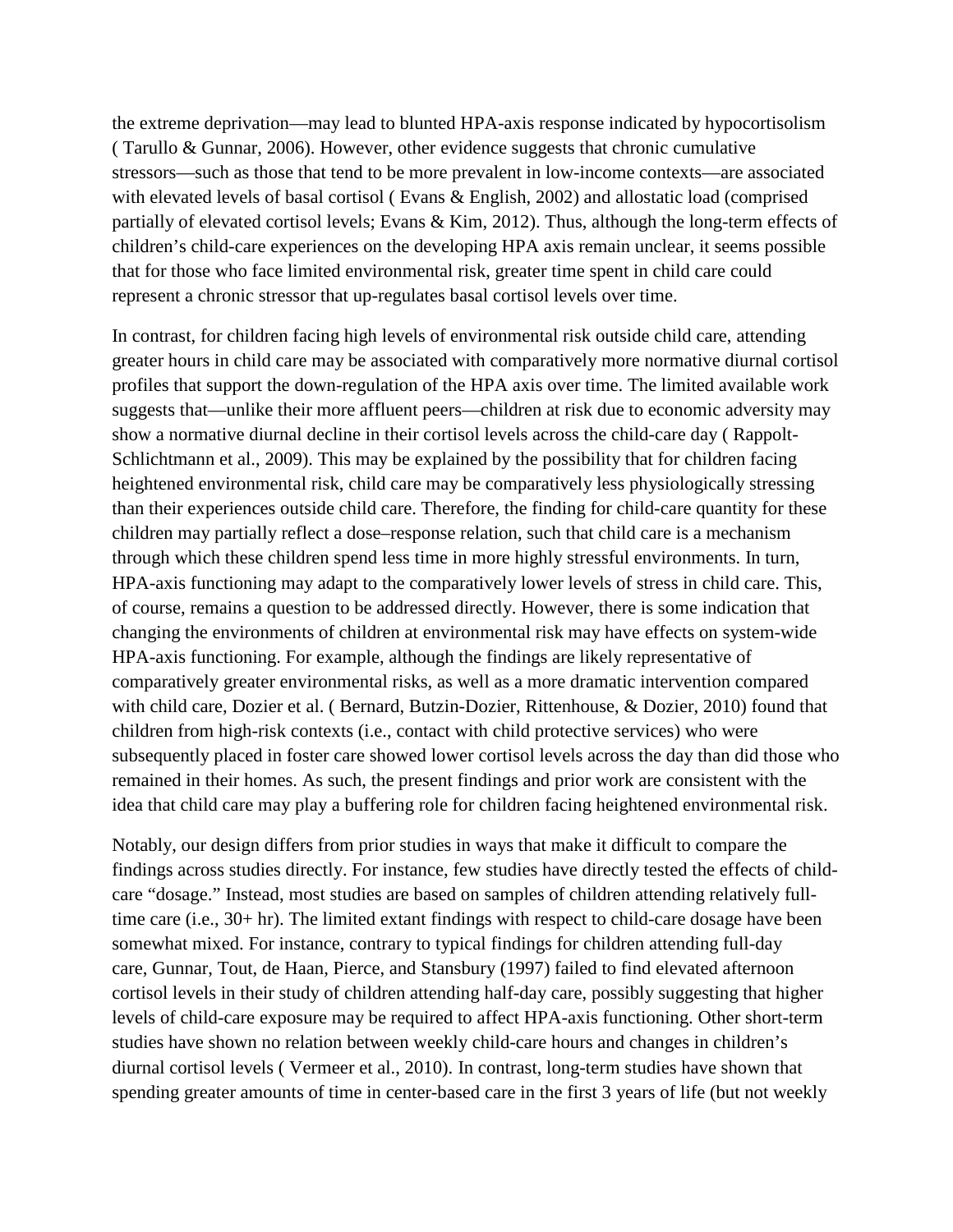the extreme deprivation—may lead to blunted HPA-axis response indicated by hypocortisolism ( Tarullo & Gunnar, 2006). However, other evidence suggests that chronic cumulative stressors—such as those that tend to be more prevalent in low-income contexts—are associated with elevated levels of basal cortisol ( Evans & English, 2002) and allostatic load (comprised partially of elevated cortisol levels; Evans & Kim, 2012). Thus, although the long-term effects of children's child-care experiences on the developing HPA axis remain unclear, it seems possible that for those who face limited environmental risk, greater time spent in child care could represent a chronic stressor that up-regulates basal cortisol levels over time.

In contrast, for children facing high levels of environmental risk outside child care, attending greater hours in child care may be associated with comparatively more normative diurnal cortisol profiles that support the down-regulation of the HPA axis over time. The limited available work suggests that—unlike their more affluent peers—children at risk due to economic adversity may show a normative diurnal decline in their cortisol levels across the child-care day ( Rappolt-Schlichtmann et al., 2009). This may be explained by the possibility that for children facing heightened environmental risk, child care may be comparatively less physiologically stressing than their experiences outside child care. Therefore, the finding for child-care quantity for these children may partially reflect a dose–response relation, such that child care is a mechanism through which these children spend less time in more highly stressful environments. In turn, HPA-axis functioning may adapt to the comparatively lower levels of stress in child care. This, of course, remains a question to be addressed directly. However, there is some indication that changing the environments of children at environmental risk may have effects on system-wide HPA-axis functioning. For example, although the findings are likely representative of comparatively greater environmental risks, as well as a more dramatic intervention compared with child care, Dozier et al. ( Bernard, Butzin-Dozier, Rittenhouse, & Dozier, 2010) found that children from high-risk contexts (i.e., contact with child protective services) who were subsequently placed in foster care showed lower cortisol levels across the day than did those who remained in their homes. As such, the present findings and prior work are consistent with the idea that child care may play a buffering role for children facing heightened environmental risk.

Notably, our design differs from prior studies in ways that make it difficult to compare the findings across studies directly. For instance, few studies have directly tested the effects of child-care "dosage." Instead, most studies are based on samples of children attending relatively full-time care (i.e., 30+ hr). The limited extant findings with respect to child-care dosage have been somewhat mixed. For instance, contrary to typical findings for children attending full-day care, Gunnar, Tout, de Haan, Pierce, and Stansbury (1997) failed to find elevated afternoon cortisol levels in their study of children attending half-day care, possibly suggesting that higher levels of child-care exposure may be required to affect HPA-axis functioning. Other short-term studies have shown no relation between weekly child-care hours and changes in children's diurnal cortisol levels ( Vermeer et al., 2010). In contrast, long-term studies have shown that spending greater amounts of time in center-based care in the first 3 years of life (but not weekly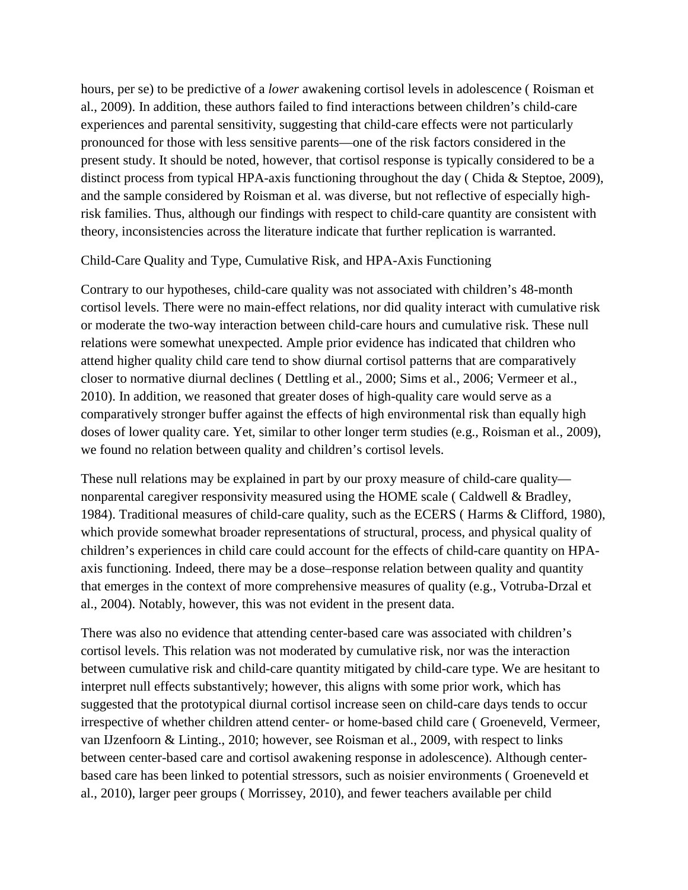hours, per se) to be predictive of a *lower* awakening cortisol levels in adolescence ( Roisman et al., 2009). In addition, these authors failed to find interactions between children's child-care experiences and parental sensitivity, suggesting that child-care effects were not particularly pronounced for those with less sensitive parents—one of the risk factors considered in the present study. It should be noted, however, that cortisol response is typically considered to be a distinct process from typical HPA-axis functioning throughout the day ( Chida & Steptoe, 2009), and the sample considered by Roisman et al. was diverse, but not reflective of especially high-risk families. Thus, although our findings with respect to child-care quantity are consistent with theory, inconsistencies across the literature indicate that further replication is warranted.

## Child-Care Quality and Type, Cumulative Risk, and HPA-Axis Functioning

Contrary to our hypotheses, child-care quality was not associated with children's 48-month cortisol levels. There were no main-effect relations, nor did quality interact with cumulative risk or moderate the two-way interaction between child-care hours and cumulative risk. These null relations were somewhat unexpected. Ample prior evidence has indicated that children who attend higher quality child care tend to show diurnal cortisol patterns that are comparatively closer to normative diurnal declines ( Dettling et al., 2000; Sims et al., 2006; Vermeer et al., 2010). In addition, we reasoned that greater doses of high-quality care would serve as a comparatively stronger buffer against the effects of high environmental risk than equally high doses of lower quality care. Yet, similar to other longer term studies (e.g., Roisman et al., 2009), we found no relation between quality and children's cortisol levels.

These null relations may be explained in part by our proxy measure of child-care quality—nonparental caregiver responsivity measured using the HOME scale ( Caldwell & Bradley, 1984). Traditional measures of child-care quality, such as the ECERS ( Harms & Clifford, 1980), which provide somewhat broader representations of structural, process, and physical quality of children's experiences in child care could account for the effects of child-care quantity on HPA-axis functioning. Indeed, there may be a dose–response relation between quality and quantity that emerges in the context of more comprehensive measures of quality (e.g., Votruba-Drzal et al., 2004). Notably, however, this was not evident in the present data.

There was also no evidence that attending center-based care was associated with children's cortisol levels. This relation was not moderated by cumulative risk, nor was the interaction between cumulative risk and child-care quantity mitigated by child-care type. We are hesitant to interpret null effects substantively; however, this aligns with some prior work, which has suggested that the prototypical diurnal cortisol increase seen on child-care days tends to occur irrespective of whether children attend center- or home-based child care ( Groeneveld, Vermeer, van IJzenfoorn & Linting., 2010; however, see Roisman et al., 2009, with respect to links between center-based care and cortisol awakening response in adolescence). Although center-based care has been linked to potential stressors, such as noisier environments ( Groeneveld et al., 2010), larger peer groups ( Morrissey, 2010), and fewer teachers available per child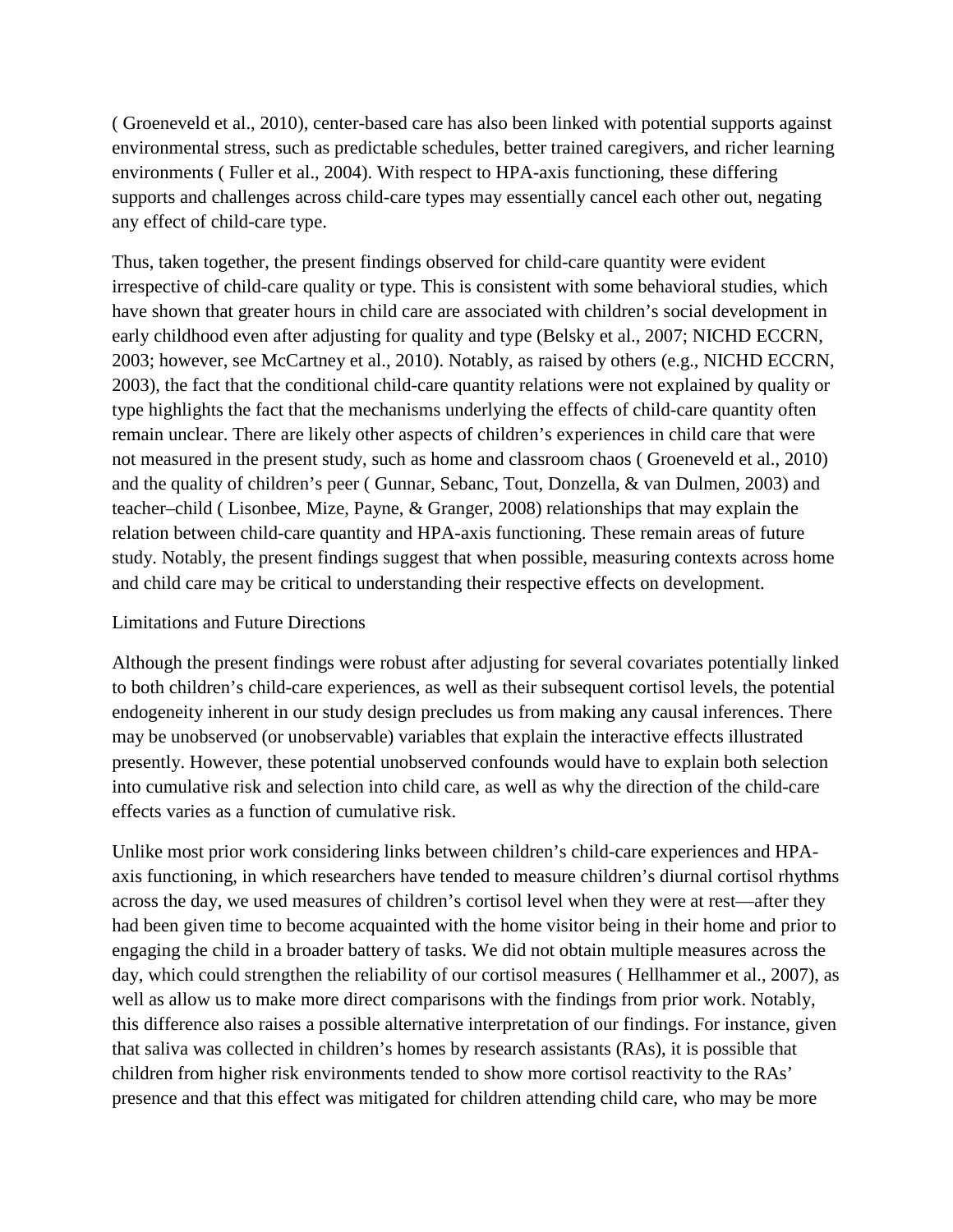( Groeneveld et al., 2010), center-based care has also been linked with potential supports against environmental stress, such as predictable schedules, better trained caregivers, and richer learning environments ( Fuller et al., 2004). With respect to HPA-axis functioning, these differing supports and challenges across child-care types may essentially cancel each other out, negating any effect of child-care type.

Thus, taken together, the present findings observed for child-care quantity were evident irrespective of child-care quality or type. This is consistent with some behavioral studies, which have shown that greater hours in child care are associated with children's social development in early childhood even after adjusting for quality and type (Belsky et al., 2007; NICHD ECCRN, 2003; however, see McCartney et al., 2010). Notably, as raised by others (e.g., NICHD ECCRN, 2003), the fact that the conditional child-care quantity relations were not explained by quality or type highlights the fact that the mechanisms underlying the effects of child-care quantity often remain unclear. There are likely other aspects of children's experiences in child care that were not measured in the present study, such as home and classroom chaos ( Groeneveld et al., 2010) and the quality of children's peer ( Gunnar, Sebanc, Tout, Donzella, & van Dulmen, 2003) and teacher–child ( Lisonbee, Mize, Payne, & Granger, 2008) relationships that may explain the relation between child-care quantity and HPA-axis functioning. These remain areas of future study. Notably, the present findings suggest that when possible, measuring contexts across home and child care may be critical to understanding their respective effects on development.

## Limitations and Future Directions

Although the present findings were robust after adjusting for several covariates potentially linked to both children's child-care experiences, as well as their subsequent cortisol levels, the potential endogeneity inherent in our study design precludes us from making any causal inferences. There may be unobserved (or unobservable) variables that explain the interactive effects illustrated presently. However, these potential unobserved confounds would have to explain both selection into cumulative risk and selection into child care, as well as why the direction of the child-care effects varies as a function of cumulative risk.

Unlike most prior work considering links between children's child-care experiences and HPA-axis functioning, in which researchers have tended to measure children's diurnal cortisol rhythms across the day, we used measures of children's cortisol level when they were at rest—after they had been given time to become acquainted with the home visitor being in their home and prior to engaging the child in a broader battery of tasks. We did not obtain multiple measures across the day, which could strengthen the reliability of our cortisol measures ( Hellhammer et al., 2007), as well as allow us to make more direct comparisons with the findings from prior work. Notably, this difference also raises a possible alternative interpretation of our findings. For instance, given that saliva was collected in children's homes by research assistants (RAs), it is possible that children from higher risk environments tended to show more cortisol reactivity to the RAs' presence and that this effect was mitigated for children attending child care, who may be more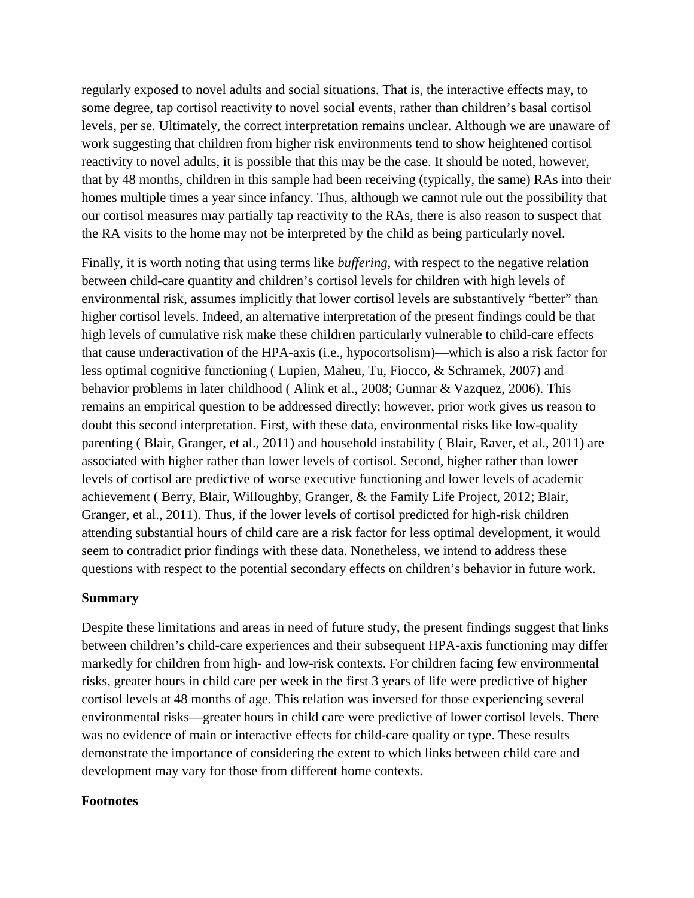regularly exposed to novel adults and social situations. That is, the interactive effects may, to some degree, tap cortisol reactivity to novel social events, rather than children's basal cortisol levels, per se. Ultimately, the correct interpretation remains unclear. Although we are unaware of work suggesting that children from higher risk environments tend to show heightened cortisol reactivity to novel adults, it is possible that this may be the case. It should be noted, however, that by 48 months, children in this sample had been receiving (typically, the same) RAs into their homes multiple times a year since infancy. Thus, although we cannot rule out the possibility that our cortisol measures may partially tap reactivity to the RAs, there is also reason to suspect that the RA visits to the home may not be interpreted by the child as being particularly novel.

Finally, it is worth noting that using terms like *buffering*, with respect to the negative relation between child-care quantity and children's cortisol levels for children with high levels of environmental risk, assumes implicitly that lower cortisol levels are substantively "better" than higher cortisol levels. Indeed, an alternative interpretation of the present findings could be that high levels of cumulative risk make these children particularly vulnerable to child-care effects that cause underactivation of the HPA-axis (i.e., hypocortsolism)—which is also a risk factor for less optimal cognitive functioning ( Lupien, Maheu, Tu, Fiocco, & Schramek, 2007) and behavior problems in later childhood ( Alink et al., 2008; Gunnar & Vazquez, 2006). This remains an empirical question to be addressed directly; however, prior work gives us reason to doubt this second interpretation. First, with these data, environmental risks like low-quality parenting ( Blair, Granger, et al., 2011) and household instability ( Blair, Raver, et al., 2011) are associated with higher rather than lower levels of cortisol. Second, higher rather than lower levels of cortisol are predictive of worse executive functioning and lower levels of academic achievement ( Berry, Blair, Willoughby, Granger, & the Family Life Project, 2012; Blair, Granger, et al., 2011). Thus, if the lower levels of cortisol predicted for high-risk children attending substantial hours of child care are a risk factor for less optimal development, it would seem to contradict prior findings with these data. Nonetheless, we intend to address these questions with respect to the potential secondary effects on children's behavior in future work.

### Summary

Despite these limitations and areas in need of future study, the present findings suggest that links between children's child-care experiences and their subsequent HPA-axis functioning may differ markedly for children from high- and low-risk contexts. For children facing few environmental risks, greater hours in child care per week in the first 3 years of life were predictive of higher cortisol levels at 48 months of age. This relation was inversed for those experiencing several environmental risks—greater hours in child care were predictive of lower cortisol levels. There was no evidence of main or interactive effects for child-care quality or type. These results demonstrate the importance of considering the extent to which links between child care and development may vary for those from different home contexts.

### Footnotes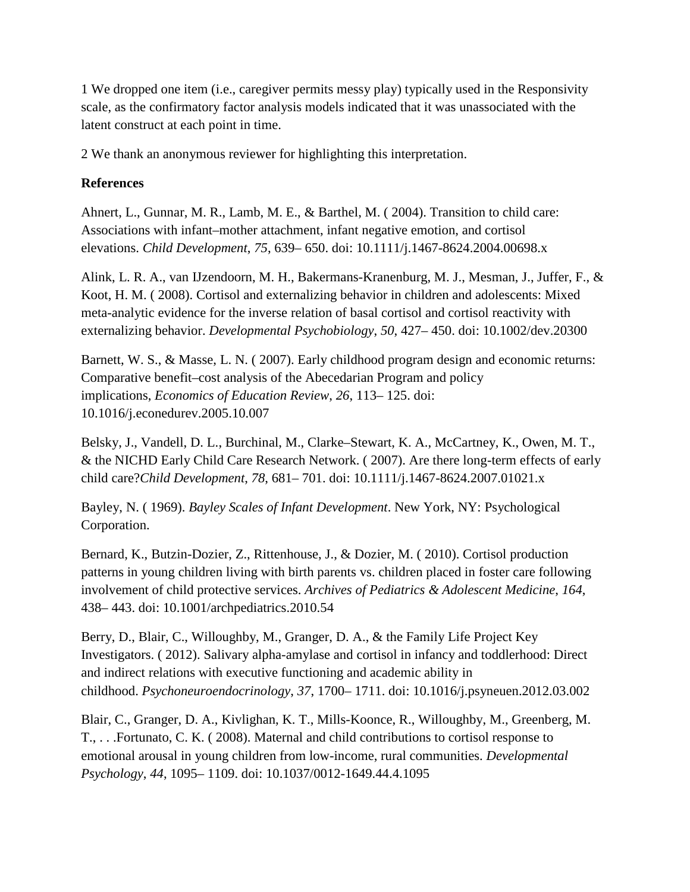1 We dropped one item (i.e., caregiver permits messy play) typically used in the Responsivity scale, as the confirmatory factor analysis models indicated that it was unassociated with the latent construct at each point in time.

2 We thank an anonymous reviewer for highlighting this interpretation.

**References**

Ahnert, L., Gunnar, M. R., Lamb, M. E., & Barthel, M. ( 2004). Transition to child care: Associations with infant–mother attachment, infant negative emotion, and cortisol elevations. *Child Development*, *75*, 639– 650. doi: 10.1111/j.1467-8624.2004.00698.x

Alink, L. R. A., van IJzendoorn, M. H., Bakermans-Kranenburg, M. J., Mesman, J., Juffer, F., & Koot, H. M. ( 2008). Cortisol and externalizing behavior in children and adolescents: Mixed meta-analytic evidence for the inverse relation of basal cortisol and cortisol reactivity with externalizing behavior. *Developmental Psychobiology*, *50*, 427– 450. doi: 10.1002/dev.20300

Barnett, W. S., & Masse, L. N. ( 2007). Early childhood program design and economic returns: Comparative benefit–cost analysis of the Abecedarian Program and policy implications, *Economics of Education Review*, *26*, 113– 125. doi: 10.1016/j.econedurev.2005.10.007

Belsky, J., Vandell, D. L., Burchinal, M., Clarke–Stewart, K. A., McCartney, K., Owen, M. T., & the NICHD Early Child Care Research Network. ( 2007). Are there long-term effects of early child care?*Child Development*, *78*, 681– 701. doi: 10.1111/j.1467-8624.2007.01021.x

Bayley, N. ( 1969). *Bayley Scales of Infant Development*. New York, NY: Psychological Corporation.

Bernard, K., Butzin-Dozier, Z., Rittenhouse, J., & Dozier, M. ( 2010). Cortisol production patterns in young children living with birth parents vs. children placed in foster care following involvement of child protective services. *Archives of Pediatrics & Adolescent Medicine*, *164*, 438– 443. doi: 10.1001/archpediatrics.2010.54

Berry, D., Blair, C., Willoughby, M., Granger, D. A., & the Family Life Project Key Investigators. ( 2012). Salivary alpha-amylase and cortisol in infancy and toddlerhood: Direct and indirect relations with executive functioning and academic ability in childhood. *Psychoneuroendocrinology*, *37*, 1700– 1711. doi: 10.1016/j.psyneuen.2012.03.002

Blair, C., Granger, D. A., Kivlighan, K. T., Mills-Koonce, R., Willoughby, M., Greenberg, M. T., . . .Fortunato, C. K. ( 2008). Maternal and child contributions to cortisol response to emotional arousal in young children from low-income, rural communities. *Developmental Psychology*, *44*, 1095– 1109. doi: 10.1037/0012-1649.44.4.1095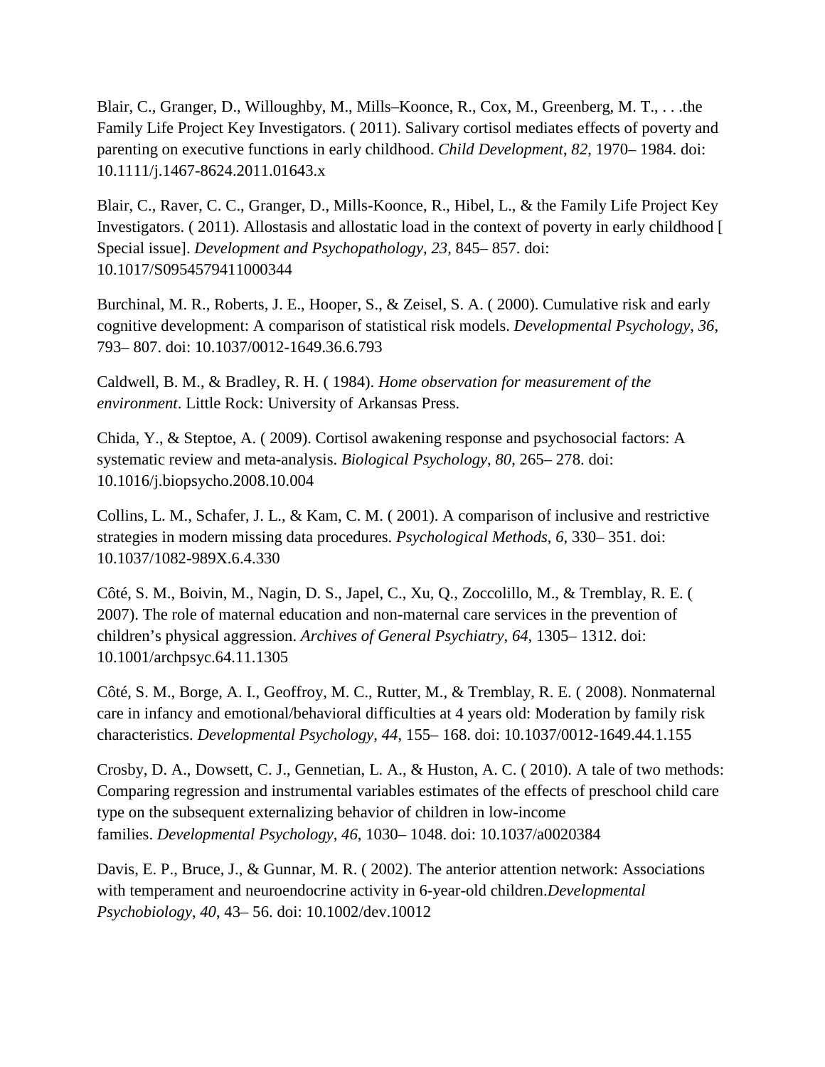Blair, C., Granger, D., Willoughby, M., Mills–Koonce, R., Cox, M., Greenberg, M. T., . . .the Family Life Project Key Investigators. ( 2011). Salivary cortisol mediates effects of poverty and parenting on executive functions in early childhood. *Child Development*, *82*, 1970– 1984. doi: 10.1111/j.1467-8624.2011.01643.x

Blair, C., Raver, C. C., Granger, D., Mills-Koonce, R., Hibel, L., & the Family Life Project Key Investigators. ( 2011). Allostasis and allostatic load in the context of poverty in early childhood [ Special issue]. *Development and Psychopathology*, *23*, 845– 857. doi: 10.1017/S0954579411000344

Burchinal, M. R., Roberts, J. E., Hooper, S., & Zeisel, S. A. ( 2000). Cumulative risk and early cognitive development: A comparison of statistical risk models. *Developmental Psychology*, *36*, 793– 807. doi: 10.1037/0012-1649.36.6.793

Caldwell, B. M., & Bradley, R. H. ( 1984). *Home observation for measurement of the environment*. Little Rock: University of Arkansas Press.

Chida, Y., & Steptoe, A. ( 2009). Cortisol awakening response and psychosocial factors: A systematic review and meta-analysis. *Biological Psychology*, *80*, 265– 278. doi: 10.1016/j.biopsycho.2008.10.004

Collins, L. M., Schafer, J. L., & Kam, C. M. ( 2001). A comparison of inclusive and restrictive strategies in modern missing data procedures. *Psychological Methods*, *6*, 330– 351. doi: 10.1037/1082-989X.6.4.330

Côté, S. M., Boivin, M., Nagin, D. S., Japel, C., Xu, Q., Zoccolillo, M., & Tremblay, R. E. ( 2007). The role of maternal education and non-maternal care services in the prevention of children's physical aggression. *Archives of General Psychiatry*, *64*, 1305– 1312. doi: 10.1001/archpsyc.64.11.1305

Côté, S. M., Borge, A. I., Geoffroy, M. C., Rutter, M., & Tremblay, R. E. ( 2008). Nonmaternal care in infancy and emotional/behavioral difficulties at 4 years old: Moderation by family risk characteristics. *Developmental Psychology*, *44*, 155– 168. doi: 10.1037/0012-1649.44.1.155

Crosby, D. A., Dowsett, C. J., Gennetian, L. A., & Huston, A. C. ( 2010). A tale of two methods: Comparing regression and instrumental variables estimates of the effects of preschool child care type on the subsequent externalizing behavior of children in low-income families. *Developmental Psychology*, *46*, 1030– 1048. doi: 10.1037/a0020384

Davis, E. P., Bruce, J., & Gunnar, M. R. ( 2002). The anterior attention network: Associations with temperament and neuroendocrine activity in 6-year-old children.*Developmental Psychobiology*, *40*, 43– 56. doi: 10.1002/dev.10012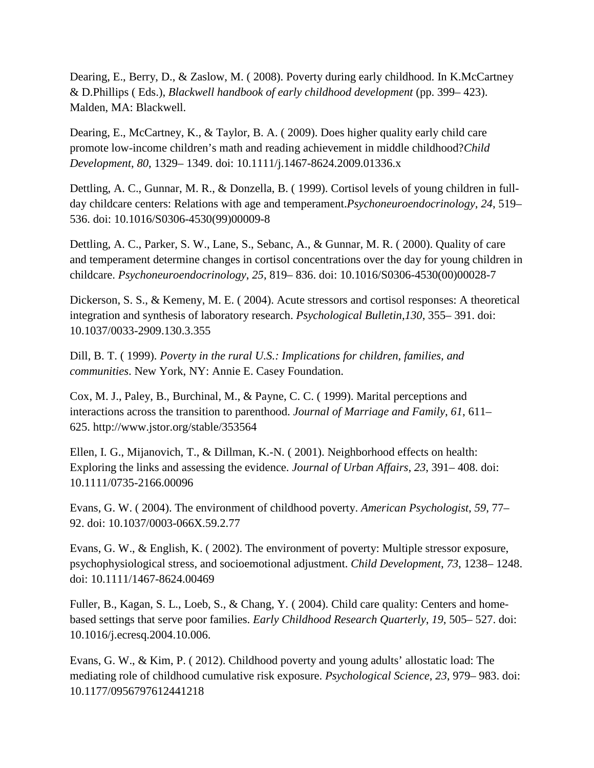Dearing, E., Berry, D., & Zaslow, M. ( 2008). Poverty during early childhood. In K.McCartney & D.Phillips ( Eds.), *Blackwell handbook of early childhood development* (pp. 399– 423). Malden, MA: Blackwell.

Dearing, E., McCartney, K., & Taylor, B. A. ( 2009). Does higher quality early child care promote low-income children's math and reading achievement in middle childhood?*Child Development*, *80*, 1329– 1349. doi: 10.1111/j.1467-8624.2009.01336.x

Dettling, A. C., Gunnar, M. R., & Donzella, B. ( 1999). Cortisol levels of young children in full-day childcare centers: Relations with age and temperament.*Psychoneuroendocrinology*, *24*, 519– 536. doi: 10.1016/S0306-4530(99)00009-8

Dettling, A. C., Parker, S. W., Lane, S., Sebanc, A., & Gunnar, M. R. ( 2000). Quality of care and temperament determine changes in cortisol concentrations over the day for young children in childcare. *Psychoneuroendocrinology*, *25*, 819– 836. doi: 10.1016/S0306-4530(00)00028-7

Dickerson, S. S., & Kemeny, M. E. ( 2004). Acute stressors and cortisol responses: A theoretical integration and synthesis of laboratory research. *Psychological Bulletin*,*130*, 355– 391. doi: 10.1037/0033-2909.130.3.355

Dill, B. T. ( 1999). *Poverty in the rural U.S.: Implications for children, families, and communities*. New York, NY: Annie E. Casey Foundation.

Cox, M. J., Paley, B., Burchinal, M., & Payne, C. C. ( 1999). Marital perceptions and interactions across the transition to parenthood. *Journal of Marriage and Family*, *61*, 611– 625. http://www.jstor.org/stable/353564

Ellen, I. G., Mijanovich, T., & Dillman, K.-N. ( 2001). Neighborhood effects on health: Exploring the links and assessing the evidence. *Journal of Urban Affairs*, *23*, 391– 408. doi: 10.1111/0735-2166.00096

Evans, G. W. ( 2004). The environment of childhood poverty. *American Psychologist*, *59*, 77– 92. doi: 10.1037/0003-066X.59.2.77

Evans, G. W., & English, K. ( 2002). The environment of poverty: Multiple stressor exposure, psychophysiological stress, and socioemotional adjustment. *Child Development*, *73*, 1238– 1248. doi: 10.1111/1467-8624.00469

Fuller, B., Kagan, S. L., Loeb, S., & Chang, Y. ( 2004). Child care quality: Centers and home-based settings that serve poor families. *Early Childhood Research Quarterly*, *19*, 505– 527. doi: 10.1016/j.ecresq.2004.10.006.

Evans, G. W., & Kim, P. ( 2012). Childhood poverty and young adults' allostatic load: The mediating role of childhood cumulative risk exposure. *Psychological Science*, *23*, 979– 983. doi: 10.1177/0956797612441218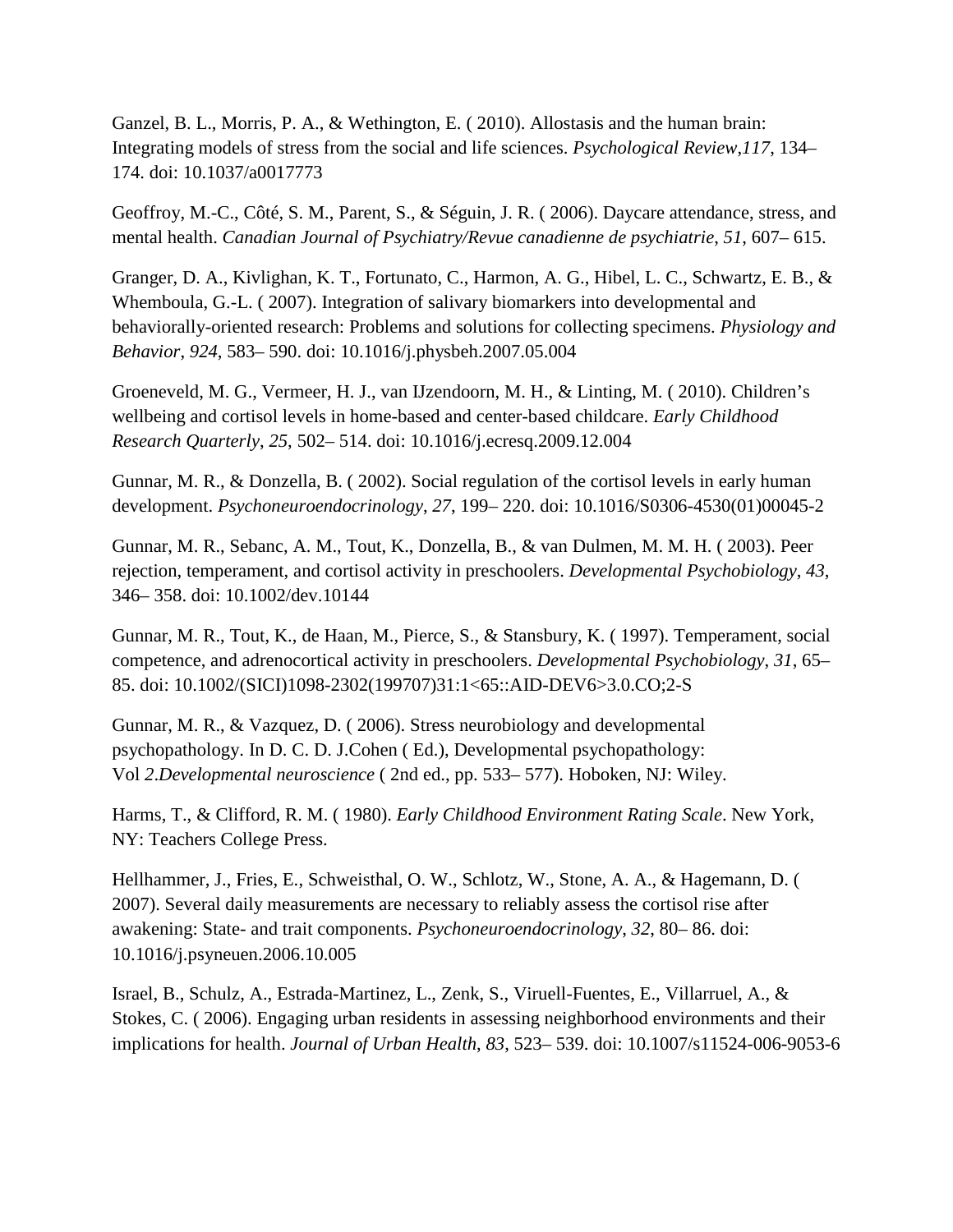Ganzel, B. L., Morris, P. A., & Wethington, E. ( 2010). Allostasis and the human brain: Integrating models of stress from the social and life sciences. *Psychological Review*,*117*, 134– 174. doi: 10.1037/a0017773

Geoffroy, M.-C., Côté, S. M., Parent, S., & Séguin, J. R. ( 2006). Daycare attendance, stress, and mental health. *Canadian Journal of Psychiatry/Revue canadienne de psychiatrie*, *51*, 607– 615.

Granger, D. A., Kivlighan, K. T., Fortunato, C., Harmon, A. G., Hibel, L. C., Schwartz, E. B., & Whemboula, G.-L. ( 2007). Integration of salivary biomarkers into developmental and behaviorally-oriented research: Problems and solutions for collecting specimens. *Physiology and Behavior*, *924*, 583– 590. doi: 10.1016/j.physbeh.2007.05.004

Groeneveld, M. G., Vermeer, H. J., van IJzendoorn, M. H., & Linting, M. ( 2010). Children's wellbeing and cortisol levels in home-based and center-based childcare. *Early Childhood Research Quarterly*, *25*, 502– 514. doi: 10.1016/j.ecresq.2009.12.004

Gunnar, M. R., & Donzella, B. ( 2002). Social regulation of the cortisol levels in early human development. *Psychoneuroendocrinology*, *27*, 199– 220. doi: 10.1016/S0306-4530(01)00045-2

Gunnar, M. R., Sebanc, A. M., Tout, K., Donzella, B., & van Dulmen, M. M. H. ( 2003). Peer rejection, temperament, and cortisol activity in preschoolers. *Developmental Psychobiology*, *43*, 346– 358. doi: 10.1002/dev.10144

Gunnar, M. R., Tout, K., de Haan, M., Pierce, S., & Stansbury, K. ( 1997). Temperament, social competence, and adrenocortical activity in preschoolers. *Developmental Psychobiology*, *31*, 65– 85. doi: 10.1002/(SICI)1098-2302(199707)31:1<65::AID-DEV6>3.0.CO;2-S

Gunnar, M. R., & Vazquez, D. ( 2006). Stress neurobiology and developmental psychopathology. In D. C. D. J.Cohen ( Ed.), Developmental psychopathology: Vol *2*.*Developmental neuroscience* ( 2nd ed., pp. 533– 577). Hoboken, NJ: Wiley.

Harms, T., & Clifford, R. M. ( 1980). *Early Childhood Environment Rating Scale*. New York, NY: Teachers College Press.

Hellhammer, J., Fries, E., Schweisthal, O. W., Schlotz, W., Stone, A. A., & Hagemann, D. ( 2007). Several daily measurements are necessary to reliably assess the cortisol rise after awakening: State- and trait components. *Psychoneuroendocrinology*, *32*, 80– 86. doi: 10.1016/j.psyneuen.2006.10.005

Israel, B., Schulz, A., Estrada-Martinez, L., Zenk, S., Viruell-Fuentes, E., Villarruel, A., & Stokes, C. ( 2006). Engaging urban residents in assessing neighborhood environments and their implications for health. *Journal of Urban Health*, *83*, 523– 539. doi: 10.1007/s11524-006-9053-6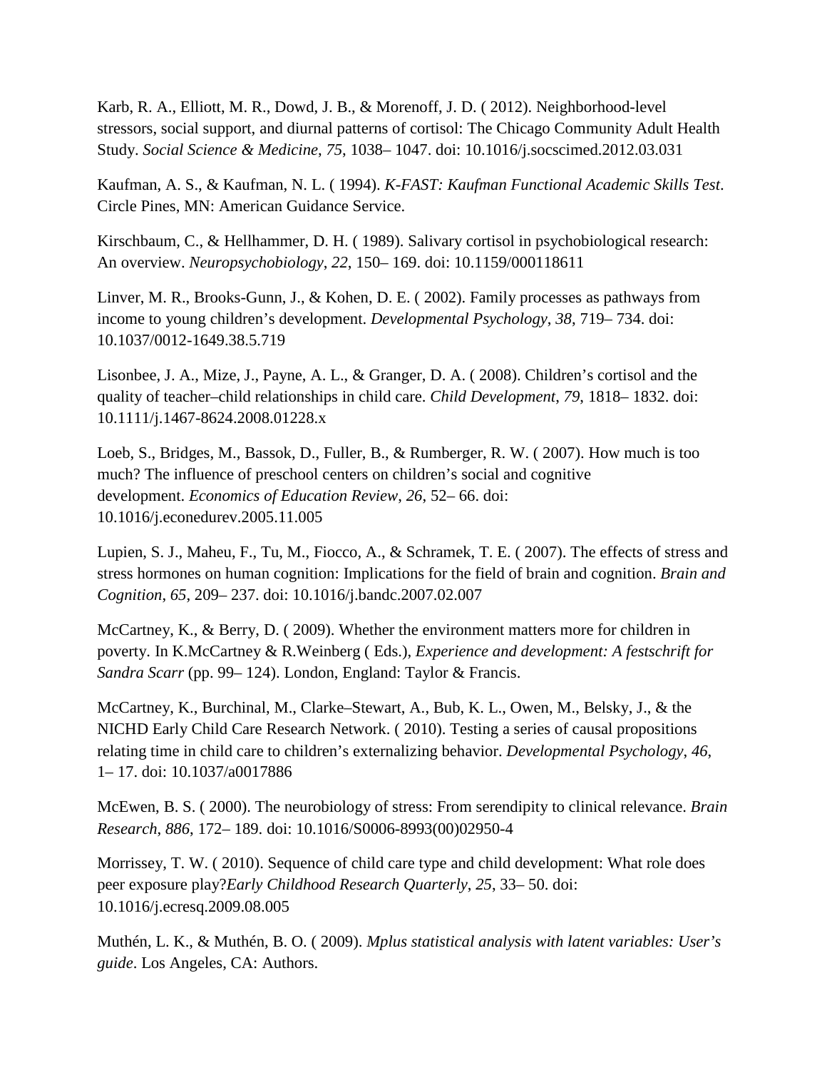Karb, R. A., Elliott, M. R., Dowd, J. B., & Morenoff, J. D. ( 2012). Neighborhood-level stressors, social support, and diurnal patterns of cortisol: The Chicago Community Adult Health Study. *Social Science & Medicine*, *75*, 1038– 1047. doi: 10.1016/j.socscimed.2012.03.031

Kaufman, A. S., & Kaufman, N. L. ( 1994). *K-FAST: Kaufman Functional Academic Skills Test*. Circle Pines, MN: American Guidance Service.

Kirschbaum, C., & Hellhammer, D. H. ( 1989). Salivary cortisol in psychobiological research: An overview. *Neuropsychobiology*, *22*, 150– 169. doi: 10.1159/000118611

Linver, M. R., Brooks-Gunn, J., & Kohen, D. E. ( 2002). Family processes as pathways from income to young children's development. *Developmental Psychology*, *38*, 719– 734. doi: 10.1037/0012-1649.38.5.719

Lisonbee, J. A., Mize, J., Payne, A. L., & Granger, D. A. ( 2008). Children's cortisol and the quality of teacher–child relationships in child care. *Child Development*, *79*, 1818– 1832. doi: 10.1111/j.1467-8624.2008.01228.x

Loeb, S., Bridges, M., Bassok, D., Fuller, B., & Rumberger, R. W. ( 2007). How much is too much? The influence of preschool centers on children's social and cognitive development. *Economics of Education Review*, *26*, 52– 66. doi: 10.1016/j.econedurev.2005.11.005

Lupien, S. J., Maheu, F., Tu, M., Fiocco, A., & Schramek, T. E. ( 2007). The effects of stress and stress hormones on human cognition: Implications for the field of brain and cognition. *Brain and Cognition*, *65*, 209– 237. doi: 10.1016/j.bandc.2007.02.007

McCartney, K., & Berry, D. ( 2009). Whether the environment matters more for children in poverty. In K.McCartney & R.Weinberg ( Eds.), *Experience and development: A festschrift for Sandra Scarr* (pp. 99– 124). London, England: Taylor & Francis.

McCartney, K., Burchinal, M., Clarke–Stewart, A., Bub, K. L., Owen, M., Belsky, J., & the NICHD Early Child Care Research Network. ( 2010). Testing a series of causal propositions relating time in child care to children's externalizing behavior. *Developmental Psychology*, *46*, 1– 17. doi: 10.1037/a0017886

McEwen, B. S. ( 2000). The neurobiology of stress: From serendipity to clinical relevance. *Brain Research*, *886*, 172– 189. doi: 10.1016/S0006-8993(00)02950-4

Morrissey, T. W. ( 2010). Sequence of child care type and child development: What role does peer exposure play?*Early Childhood Research Quarterly*, *25*, 33– 50. doi: 10.1016/j.ecresq.2009.08.005

Muthén, L. K., & Muthén, B. O. ( 2009). *Mplus statistical analysis with latent variables: User's guide*. Los Angeles, CA: Authors.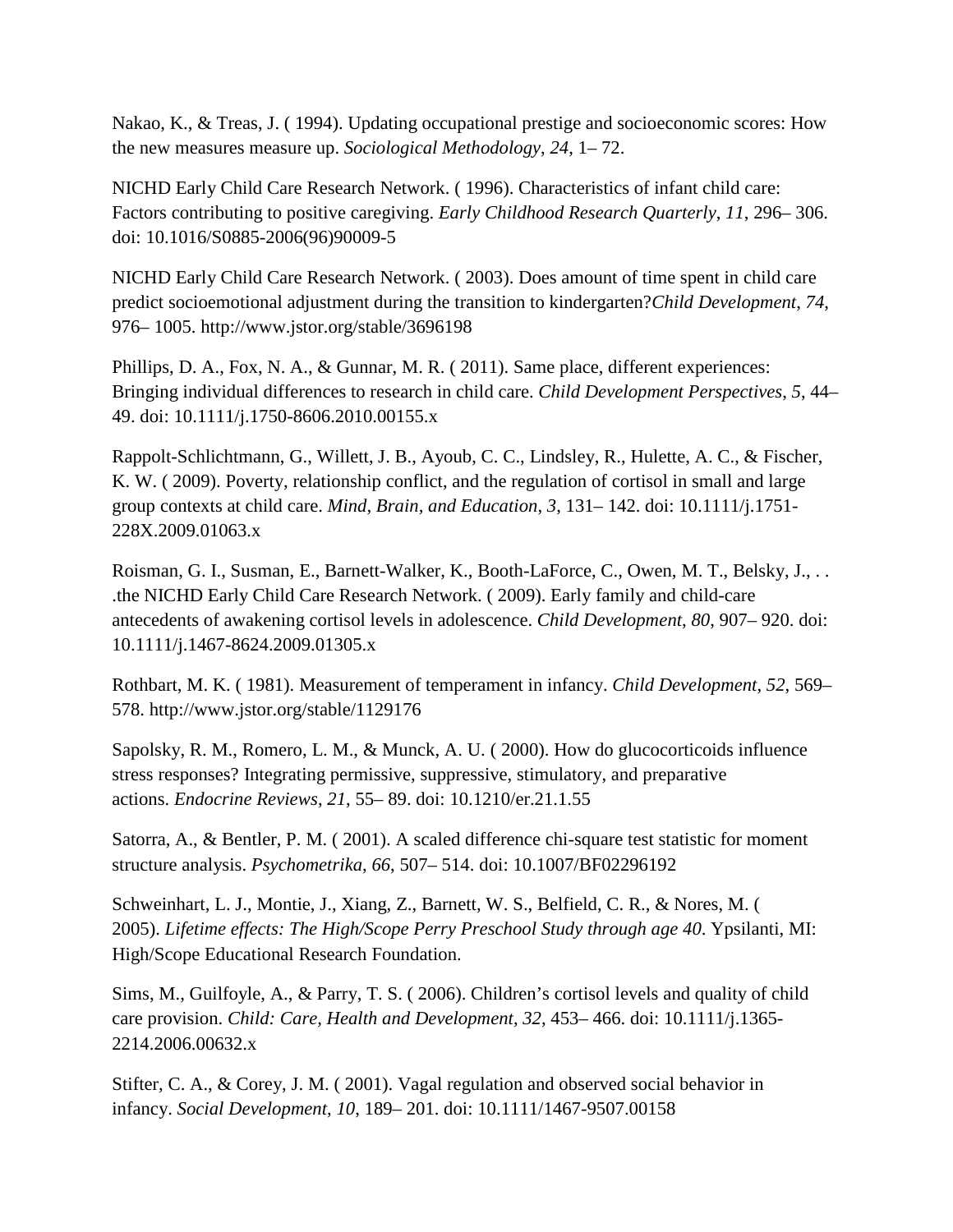Nakao, K., & Treas, J. ( 1994). Updating occupational prestige and socioeconomic scores: How the new measures measure up. *Sociological Methodology*, *24*, 1– 72.

NICHD Early Child Care Research Network. ( 1996). Characteristics of infant child care: Factors contributing to positive caregiving. *Early Childhood Research Quarterly*, *11*, 296– 306. doi: 10.1016/S0885-2006(96)90009-5

NICHD Early Child Care Research Network. ( 2003). Does amount of time spent in child care predict socioemotional adjustment during the transition to kindergarten?*Child Development*, *74*, 976– 1005. http://www.jstor.org/stable/3696198

Phillips, D. A., Fox, N. A., & Gunnar, M. R. ( 2011). Same place, different experiences: Bringing individual differences to research in child care. *Child Development Perspectives*, *5*, 44– 49. doi: 10.1111/j.1750-8606.2010.00155.x

Rappolt-Schlichtmann, G., Willett, J. B., Ayoub, C. C., Lindsley, R., Hulette, A. C., & Fischer, K. W. ( 2009). Poverty, relationship conflict, and the regulation of cortisol in small and large group contexts at child care. *Mind, Brain, and Education*, *3*, 131– 142. doi: 10.1111/j.1751-228X.2009.01063.x

Roisman, G. I., Susman, E., Barnett-Walker, K., Booth-LaForce, C., Owen, M. T., Belsky, J., . . .the NICHD Early Child Care Research Network. ( 2009). Early family and child-care antecedents of awakening cortisol levels in adolescence. *Child Development*, *80*, 907– 920. doi: 10.1111/j.1467-8624.2009.01305.x

Rothbart, M. K. ( 1981). Measurement of temperament in infancy. *Child Development*, *52*, 569– 578. http://www.jstor.org/stable/1129176

Sapolsky, R. M., Romero, L. M., & Munck, A. U. ( 2000). How do glucocorticoids influence stress responses? Integrating permissive, suppressive, stimulatory, and preparative actions. *Endocrine Reviews*, *21*, 55– 89. doi: 10.1210/er.21.1.55

Satorra, A., & Bentler, P. M. ( 2001). A scaled difference chi-square test statistic for moment structure analysis. *Psychometrika*, *66*, 507– 514. doi: 10.1007/BF02296192

Schweinhart, L. J., Montie, J., Xiang, Z., Barnett, W. S., Belfield, C. R., & Nores, M. ( 2005). *Lifetime effects: The High/Scope Perry Preschool Study through age 40*. Ypsilanti, MI: High/Scope Educational Research Foundation.

Sims, M., Guilfoyle, A., & Parry, T. S. ( 2006). Children's cortisol levels and quality of child care provision. *Child: Care, Health and Development*, *32*, 453– 466. doi: 10.1111/j.1365-2214.2006.00632.x

Stifter, C. A., & Corey, J. M. ( 2001). Vagal regulation and observed social behavior in infancy. *Social Development*, *10*, 189– 201. doi: 10.1111/1467-9507.00158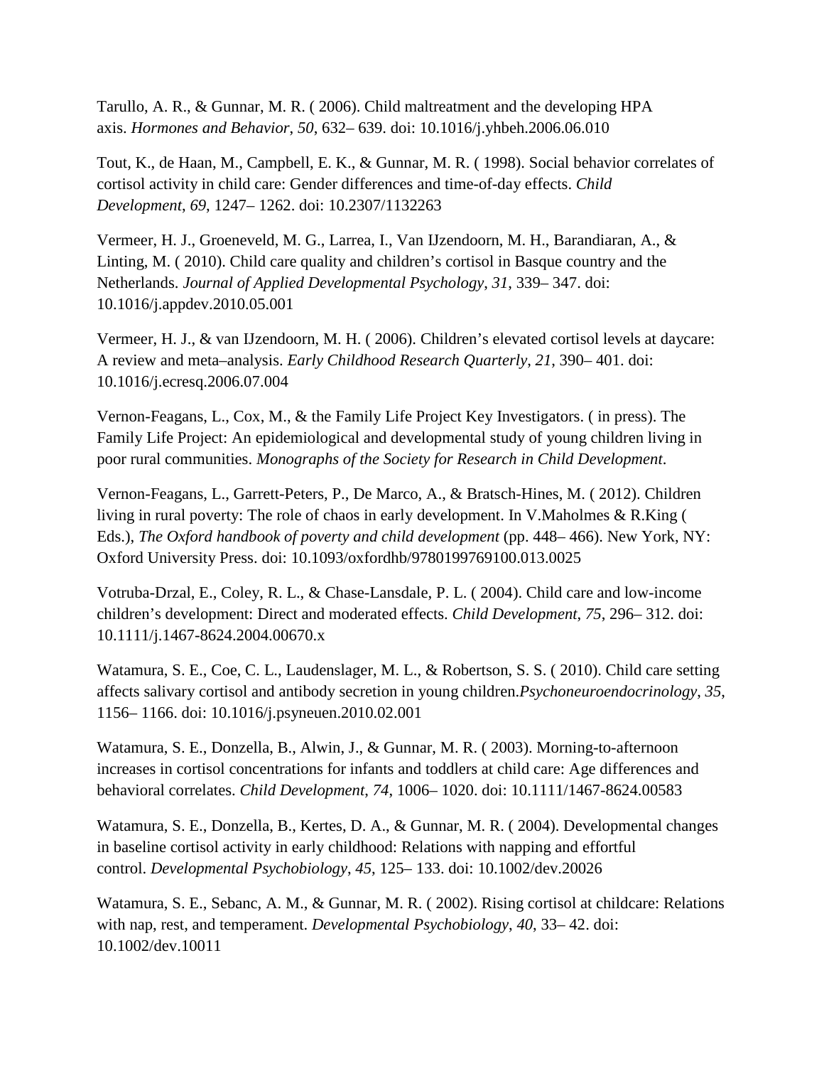Tarullo, A. R., & Gunnar, M. R. ( 2006). Child maltreatment and the developing HPA axis. *Hormones and Behavior*, *50*, 632– 639. doi: 10.1016/j.yhbeh.2006.06.010

Tout, K., de Haan, M., Campbell, E. K., & Gunnar, M. R. ( 1998). Social behavior correlates of cortisol activity in child care: Gender differences and time-of-day effects. *Child Development*, *69*, 1247– 1262. doi: 10.2307/1132263

Vermeer, H. J., Groeneveld, M. G., Larrea, I., Van IJzendoorn, M. H., Barandiaran, A., & Linting, M. ( 2010). Child care quality and children's cortisol in Basque country and the Netherlands. *Journal of Applied Developmental Psychology*, *31*, 339– 347. doi: 10.1016/j.appdev.2010.05.001

Vermeer, H. J., & van IJzendoorn, M. H. ( 2006). Children's elevated cortisol levels at daycare: A review and meta–analysis. *Early Childhood Research Quarterly*, *21*, 390– 401. doi: 10.1016/j.ecresq.2006.07.004

Vernon-Feagans, L., Cox, M., & the Family Life Project Key Investigators. ( in press). The Family Life Project: An epidemiological and developmental study of young children living in poor rural communities. *Monographs of the Society for Research in Child Development*.

Vernon-Feagans, L., Garrett-Peters, P., De Marco, A., & Bratsch-Hines, M. ( 2012). Children living in rural poverty: The role of chaos in early development. In V.Maholmes & R.King ( Eds.), *The Oxford handbook of poverty and child development* (pp. 448– 466). New York, NY: Oxford University Press. doi: 10.1093/oxfordhb/9780199769100.013.0025

Votruba-Drzal, E., Coley, R. L., & Chase-Lansdale, P. L. ( 2004). Child care and low-income children's development: Direct and moderated effects. *Child Development*, *75*, 296– 312. doi: 10.1111/j.1467-8624.2004.00670.x

Watamura, S. E., Coe, C. L., Laudenslager, M. L., & Robertson, S. S. ( 2010). Child care setting affects salivary cortisol and antibody secretion in young children.*Psychoneuroendocrinology*, *35*, 1156– 1166. doi: 10.1016/j.psyneuen.2010.02.001

Watamura, S. E., Donzella, B., Alwin, J., & Gunnar, M. R. ( 2003). Morning-to-afternoon increases in cortisol concentrations for infants and toddlers at child care: Age differences and behavioral correlates. *Child Development*, *74*, 1006– 1020. doi: 10.1111/1467-8624.00583

Watamura, S. E., Donzella, B., Kertes, D. A., & Gunnar, M. R. ( 2004). Developmental changes in baseline cortisol activity in early childhood: Relations with napping and effortful control. *Developmental Psychobiology*, *45*, 125– 133. doi: 10.1002/dev.20026

Watamura, S. E., Sebanc, A. M., & Gunnar, M. R. ( 2002). Rising cortisol at childcare: Relations with nap, rest, and temperament. *Developmental Psychobiology*, *40*, 33– 42. doi: 10.1002/dev.10011